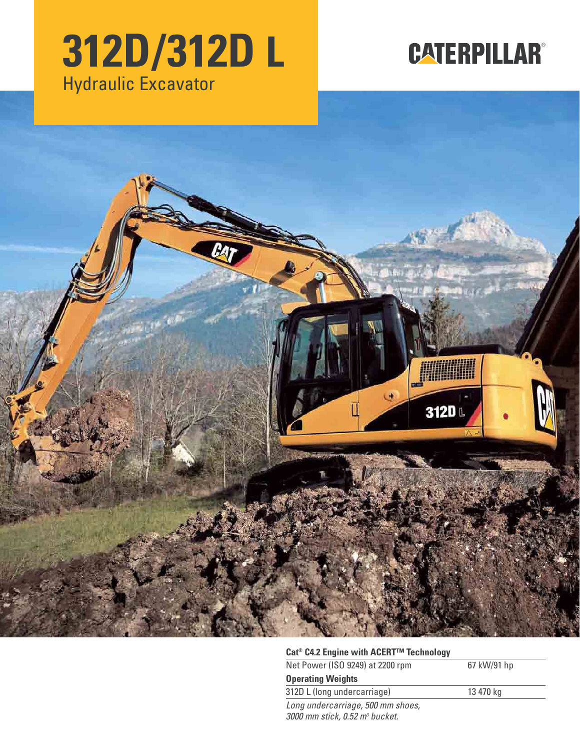# 312D/312D L

Hydraulic Excavator

CATERPILLAR®

| Cat® C4.2 Engine with ACERT™ Technology | |
|---|---|
| Net Power (ISO 9249) at 2200 rpm | 67 kW/91 hp |
| **Operating Weights** | |
| 312D L (long undercarriage) | 13 470 kg |

*Long undercarriage, 500 mm shoes, 3000 mm stick, 0.52 m³ bucket.*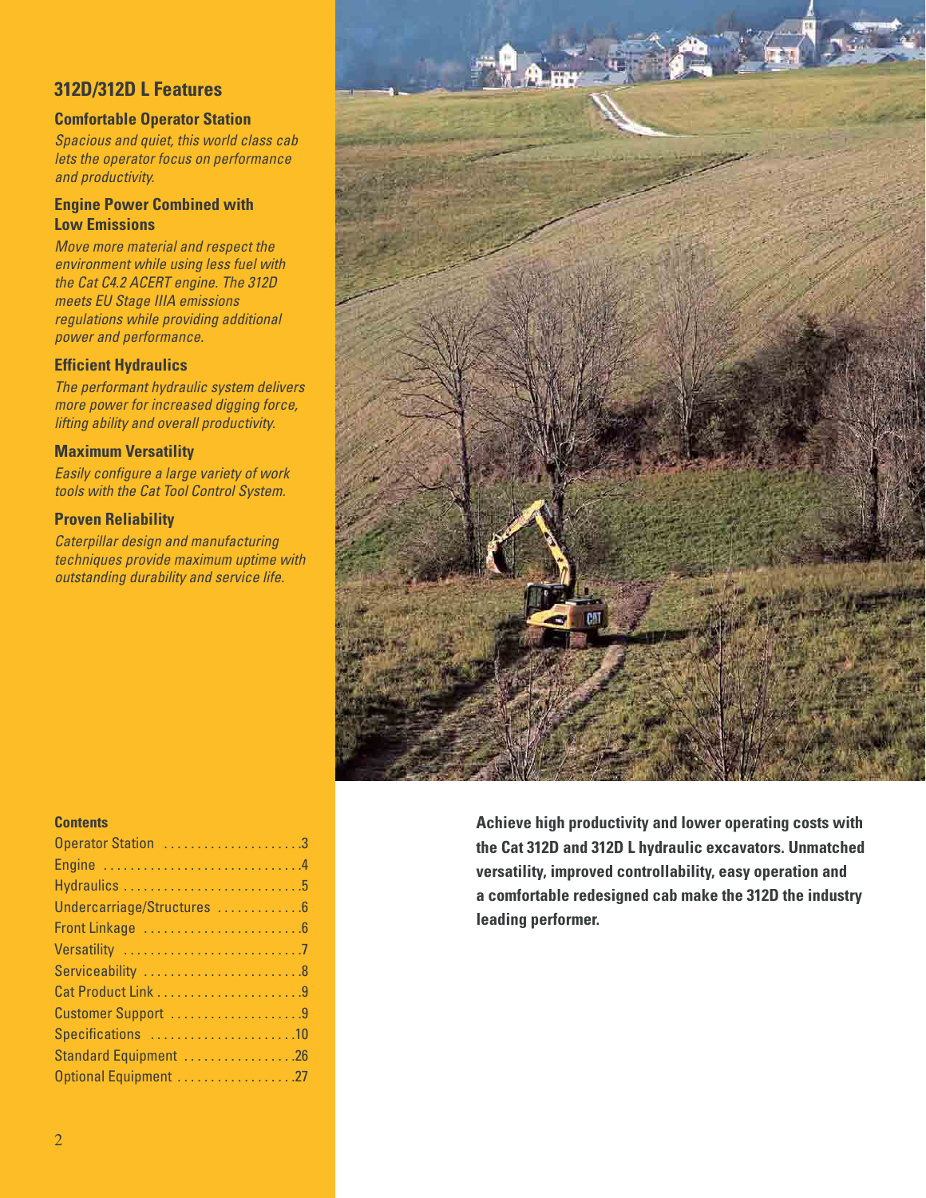## 312D/312D L Features

### Comfortable Operator Station

*Spacious and quiet, this world class cab lets the operator focus on performance and productivity.*

### Engine Power Combined with Low Emissions

*Move more material and respect the environment while using less fuel with the Cat C4.2 ACERT engine. The 312D meets EU Stage IIIA emissions regulations while providing additional power and performance.*

### Efficient Hydraulics

*The performant hydraulic system delivers more power for increased digging force, lifting ability and overall productivity.*

### Maximum Versatility

*Easily configure a large variety of work tools with the Cat Tool Control System.*

### Proven Reliability

*Caterpillar design and manufacturing techniques provide maximum uptime with outstanding durability and service life.*

### Contents

| | |
|---|---|
| Operator Station | 3 |
| Engine | 4 |
| Hydraulics | 5 |
| Undercarriage/Structures | 6 |
| Front Linkage | 6 |
| Versatility | 7 |
| Serviceability | 8 |
| Cat Product Link | 9 |
| Customer Support | 9 |
| Specifications | 10 |
| Standard Equipment | 26 |
| Optional Equipment | 27 |

**Achieve high productivity and lower operating costs with the Cat 312D and 312D L hydraulic excavators. Unmatched versatility, improved controllability, easy operation and a comfortable redesigned cab make the 312D the industry leading performer.**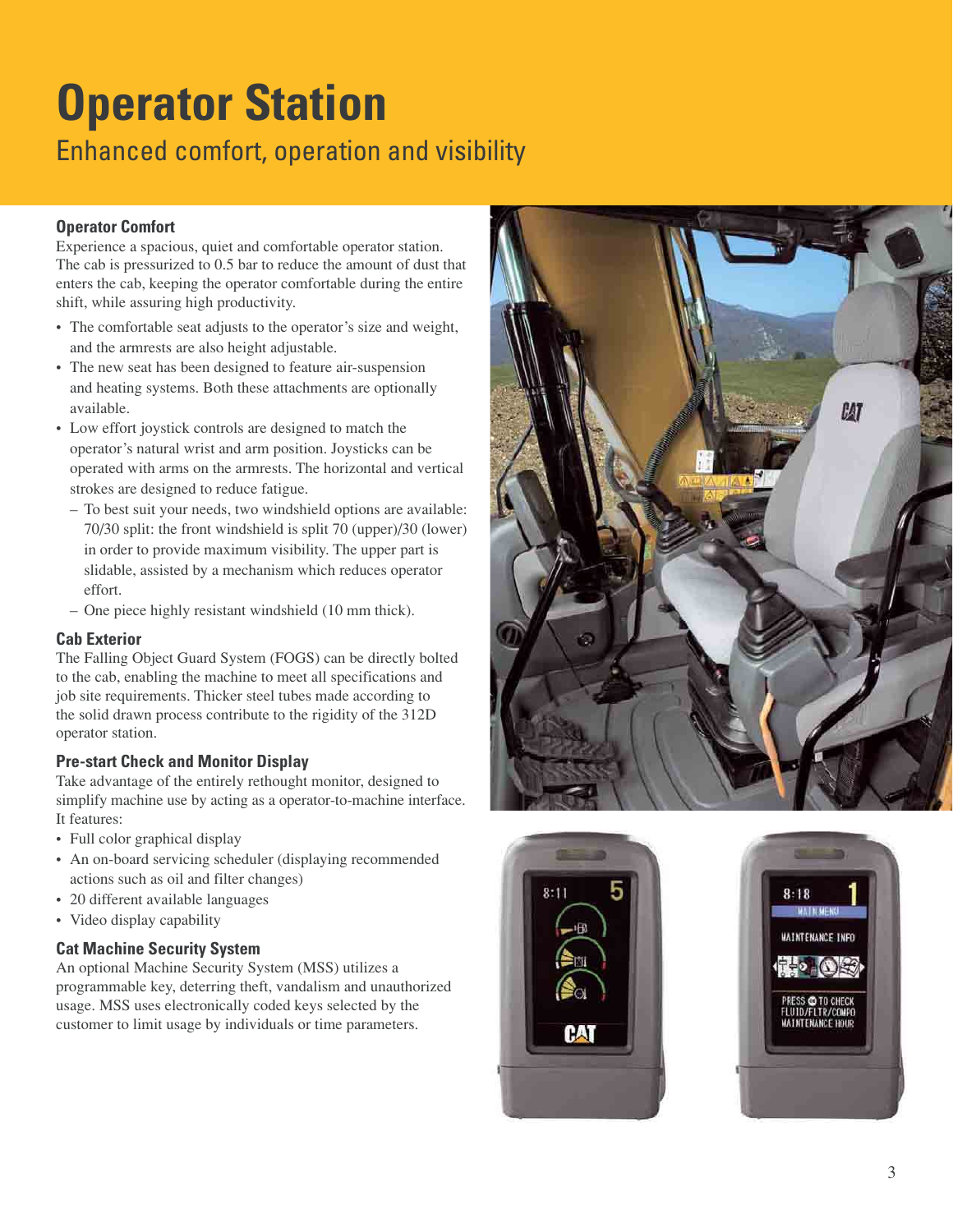# Operator Station

Enhanced comfort, operation and visibility

### Operator Comfort

Experience a spacious, quiet and comfortable operator station. The cab is pressurized to 0.5 bar to reduce the amount of dust that enters the cab, keeping the operator comfortable during the entire shift, while assuring high productivity.

- The comfortable seat adjusts to the operator's size and weight, and the armrests are also height adjustable.
- The new seat has been designed to feature air-suspension and heating systems. Both these attachments are optionally available.
- Low effort joystick controls are designed to match the operator's natural wrist and arm position. Joysticks can be operated with arms on the armrests. The horizontal and vertical strokes are designed to reduce fatigue.
  - To best suit your needs, two windshield options are available: 70/30 split: the front windshield is split 70 (upper)/30 (lower) in order to provide maximum visibility. The upper part is slidable, assisted by a mechanism which reduces operator effort.
  - One piece highly resistant windshield (10 mm thick).

### Cab Exterior

The Falling Object Guard System (FOGS) can be directly bolted to the cab, enabling the machine to meet all specifications and job site requirements. Thicker steel tubes made according to the solid drawn process contribute to the rigidity of the 312D operator station.

### Pre-start Check and Monitor Display

Take advantage of the entirely rethought monitor, designed to simplify machine use by acting as a operator-to-machine interface. It features:

- Full color graphical display
- An on-board servicing scheduler (displaying recommended actions such as oil and filter changes)
- 20 different available languages
- Video display capability

### Cat Machine Security System

An optional Machine Security System (MSS) utilizes a programmable key, deterring theft, vandalism and unauthorized usage. MSS uses electronically coded keys selected by the customer to limit usage by individuals or time parameters.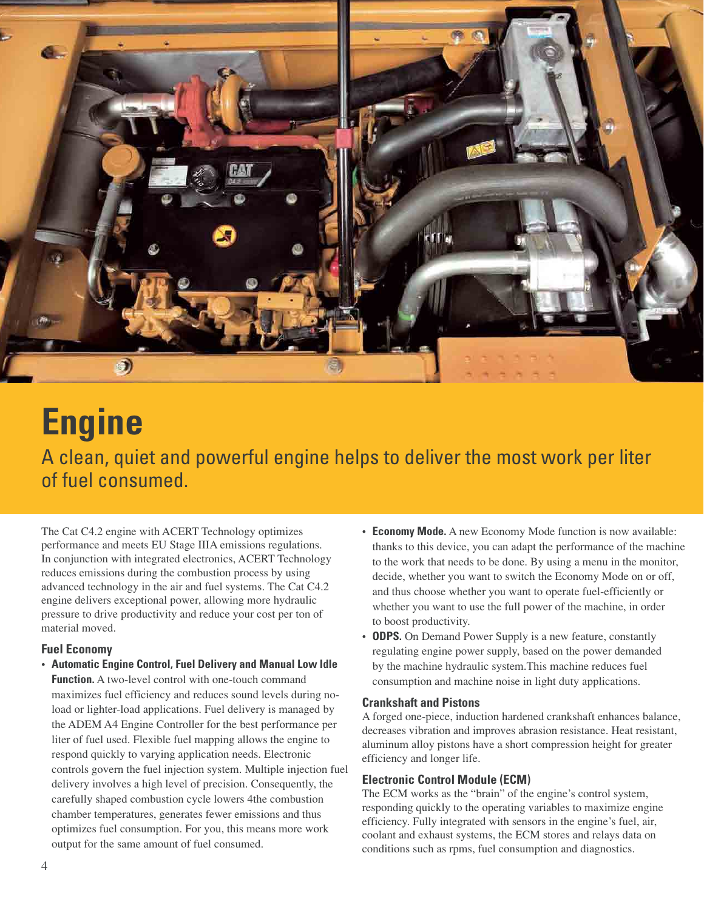# Engine

A clean, quiet and powerful engine helps to deliver the most work per liter of fuel consumed.

The Cat C4.2 engine with ACERT Technology optimizes performance and meets EU Stage IIIA emissions regulations. In conjunction with integrated electronics, ACERT Technology reduces emissions during the combustion process by using advanced technology in the air and fuel systems. The Cat C4.2 engine delivers exceptional power, allowing more hydraulic pressure to drive productivity and reduce your cost per ton of material moved.

### Fuel Economy

- **Automatic Engine Control, Fuel Delivery and Manual Low Idle Function.** A two-level control with one-touch command maximizes fuel efficiency and reduces sound levels during no-load or lighter-load applications. Fuel delivery is managed by the ADEM A4 Engine Controller for the best performance per liter of fuel used. Flexible fuel mapping allows the engine to respond quickly to varying application needs. Electronic controls govern the fuel injection system. Multiple injection fuel delivery involves a high level of precision. Consequently, the carefully shaped combustion cycle lowers 4the combustion chamber temperatures, generates fewer emissions and thus optimizes fuel consumption. For you, this means more work output for the same amount of fuel consumed.
- **Economy Mode.** A new Economy Mode function is now available: thanks to this device, you can adapt the performance of the machine to the work that needs to be done. By using a menu in the monitor, decide, whether you want to switch the Economy Mode on or off, and thus choose whether you want to operate fuel-efficiently or whether you want to use the full power of the machine, in order to boost productivity.
- **ODPS.** On Demand Power Supply is a new feature, constantly regulating engine power supply, based on the power demanded by the machine hydraulic system.This machine reduces fuel consumption and machine noise in light duty applications.

### Crankshaft and Pistons

A forged one-piece, induction hardened crankshaft enhances balance, decreases vibration and improves abrasion resistance. Heat resistant, aluminum alloy pistons have a short compression height for greater efficiency and longer life.

### Electronic Control Module (ECM)

The ECM works as the "brain" of the engine's control system, responding quickly to the operating variables to maximize engine efficiency. Fully integrated with sensors in the engine's fuel, air, coolant and exhaust systems, the ECM stores and relays data on conditions such as rpms, fuel consumption and diagnostics.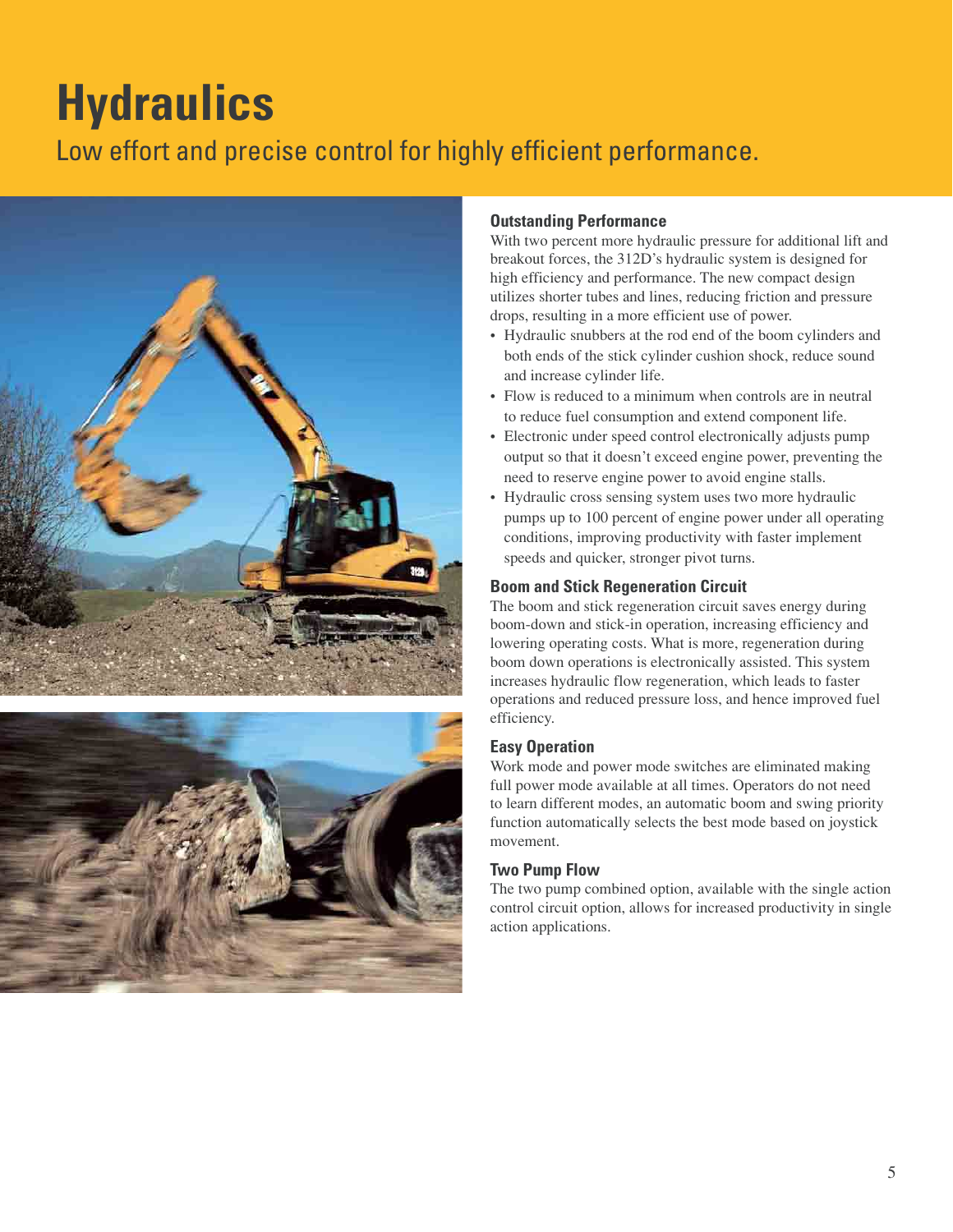# Hydraulics

Low effort and precise control for highly efficient performance.

### Outstanding Performance

With two percent more hydraulic pressure for additional lift and breakout forces, the 312D's hydraulic system is designed for high efficiency and performance. The new compact design utilizes shorter tubes and lines, reducing friction and pressure drops, resulting in a more efficient use of power.

- Hydraulic snubbers at the rod end of the boom cylinders and both ends of the stick cylinder cushion shock, reduce sound and increase cylinder life.
- Flow is reduced to a minimum when controls are in neutral to reduce fuel consumption and extend component life.
- Electronic under speed control electronically adjusts pump output so that it doesn't exceed engine power, preventing the need to reserve engine power to avoid engine stalls.
- Hydraulic cross sensing system uses two more hydraulic pumps up to 100 percent of engine power under all operating conditions, improving productivity with faster implement speeds and quicker, stronger pivot turns.

### Boom and Stick Regeneration Circuit

The boom and stick regeneration circuit saves energy during boom-down and stick-in operation, increasing efficiency and lowering operating costs. What is more, regeneration during boom down operations is electronically assisted. This system increases hydraulic flow regeneration, which leads to faster operations and reduced pressure loss, and hence improved fuel efficiency.

### Easy Operation

Work mode and power mode switches are eliminated making full power mode available at all times. Operators do not need to learn different modes, an automatic boom and swing priority function automatically selects the best mode based on joystick movement.

### Two Pump Flow

The two pump combined option, available with the single action control circuit option, allows for increased productivity in single action applications.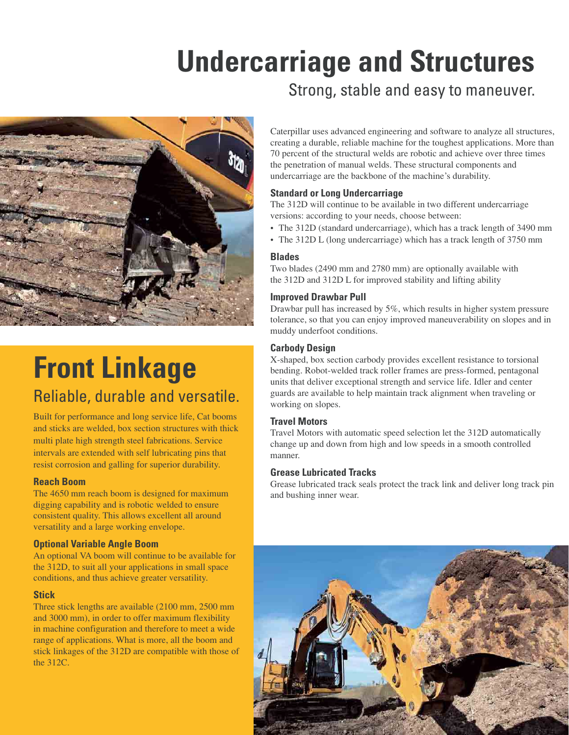# Undercarriage and Structures

Strong, stable and easy to maneuver.

Caterpillar uses advanced engineering and software to analyze all structures, creating a durable, reliable machine for the toughest applications. More than 70 percent of the structural welds are robotic and achieve over three times the penetration of manual welds. These structural components and undercarriage are the backbone of the machine's durability.

### Standard or Long Undercarriage

The 312D will continue to be available in two different undercarriage versions: according to your needs, choose between:

- The 312D (standard undercarriage), which has a track length of 3490 mm
- The 312D L (long undercarriage) which has a track length of 3750 mm

### Blades

Two blades (2490 mm and 2780 mm) are optionally available with the 312D and 312D L for improved stability and lifting ability

### Improved Drawbar Pull

Drawbar pull has increased by 5%, which results in higher system pressure tolerance, so that you can enjoy improved maneuverability on slopes and in muddy underfoot conditions.

### Carbody Design

X-shaped, box section carbody provides excellent resistance to torsional bending. Robot-welded track roller frames are press-formed, pentagonal units that deliver exceptional strength and service life. Idler and center guards are available to help maintain track alignment when traveling or working on slopes.

### Travel Motors

Travel Motors with automatic speed selection let the 312D automatically change up and down from high and low speeds in a smooth controlled manner.

### Grease Lubricated Tracks

Grease lubricated track seals protect the track link and deliver long track pin and bushing inner wear.

# Front Linkage

Reliable, durable and versatile.

Built for performance and long service life, Cat booms and sticks are welded, box section structures with thick multi plate high strength steel fabrications. Service intervals are extended with self lubricating pins that resist corrosion and galling for superior durability.

### Reach Boom

The 4650 mm reach boom is designed for maximum digging capability and is robotic welded to ensure consistent quality. This allows excellent all around versatility and a large working envelope.

### Optional Variable Angle Boom

An optional VA boom will continue to be available for the 312D, to suit all your applications in small space conditions, and thus achieve greater versatility.

### Stick

Three stick lengths are available (2100 mm, 2500 mm and 3000 mm), in order to offer maximum flexibility in machine configuration and therefore to meet a wide range of applications. What is more, all the boom and stick linkages of the 312D are compatible with those of the 312C.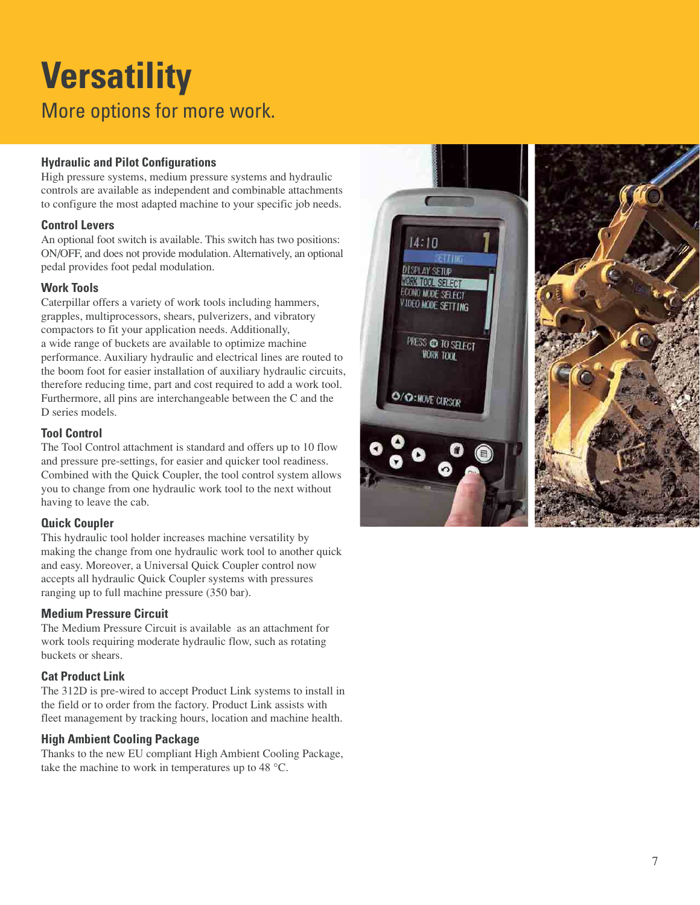# Versatility

## More options for more work.

### Hydraulic and Pilot Configurations

High pressure systems, medium pressure systems and hydraulic controls are available as independent and combinable attachments to configure the most adapted machine to your specific job needs.

### Control Levers

An optional foot switch is available. This switch has two positions: ON/OFF, and does not provide modulation. Alternatively, an optional pedal provides foot pedal modulation.

### Work Tools

Caterpillar offers a variety of work tools including hammers, grapples, multiprocessors, shears, pulverizers, and vibratory compactors to fit your application needs. Additionally, a wide range of buckets are available to optimize machine performance. Auxiliary hydraulic and electrical lines are routed to the boom foot for easier installation of auxiliary hydraulic circuits, therefore reducing time, part and cost required to add a work tool. Furthermore, all pins are interchangeable between the C and the D series models.

### Tool Control

The Tool Control attachment is standard and offers up to 10 flow and pressure pre-settings, for easier and quicker tool readiness. Combined with the Quick Coupler, the tool control system allows you to change from one hydraulic work tool to the next without having to leave the cab.

### Quick Coupler

This hydraulic tool holder increases machine versatility by making the change from one hydraulic work tool to another quick and easy. Moreover, a Universal Quick Coupler control now accepts all hydraulic Quick Coupler systems with pressures ranging up to full machine pressure (350 bar).

### Medium Pressure Circuit

The Medium Pressure Circuit is available as an attachment for work tools requiring moderate hydraulic flow, such as rotating buckets or shears.

### Cat Product Link

The 312D is pre-wired to accept Product Link systems to install in the field or to order from the factory. Product Link assists with fleet management by tracking hours, location and machine health.

### High Ambient Cooling Package

Thanks to the new EU compliant High Ambient Cooling Package, take the machine to work in temperatures up to 48 °C.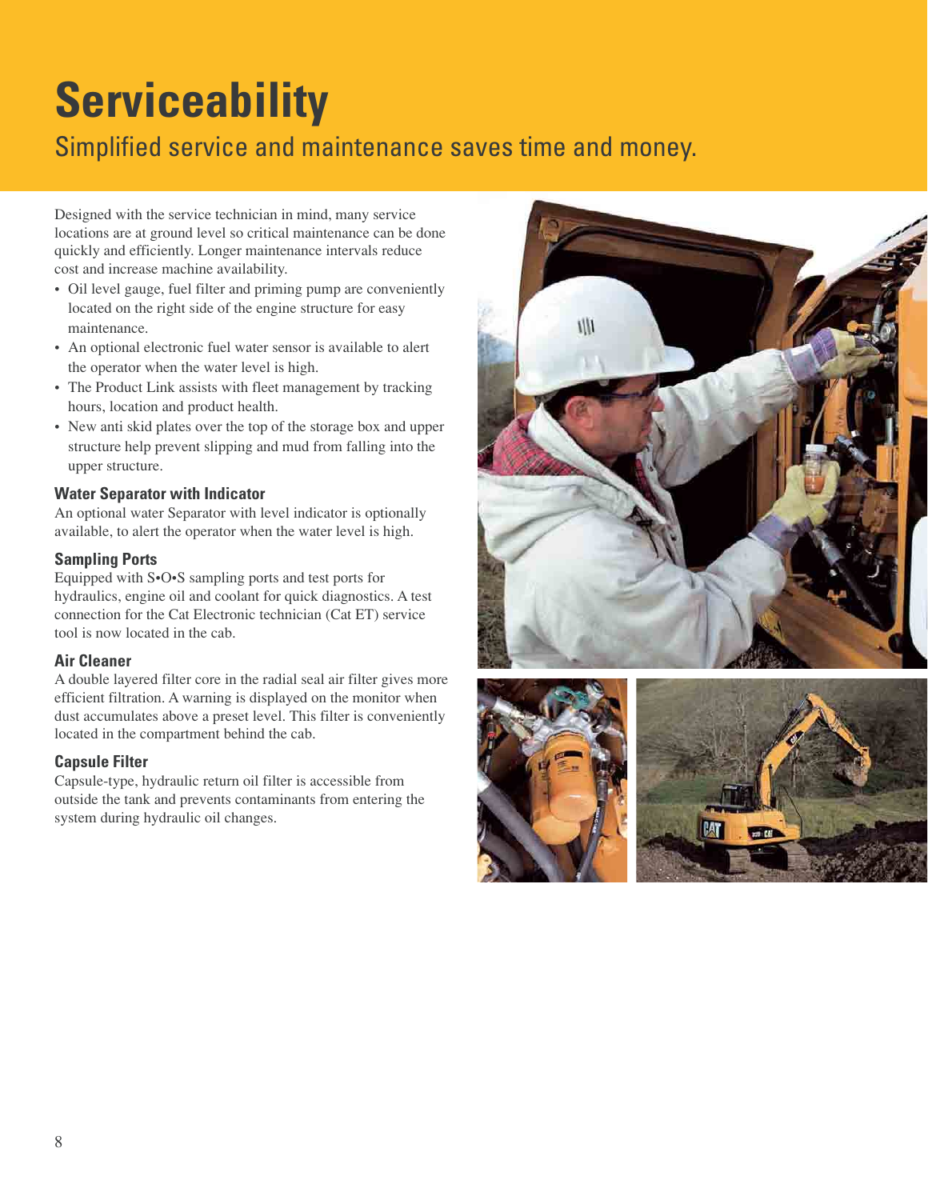# Serviceability

## Simplified service and maintenance saves time and money.

Designed with the service technician in mind, many service locations are at ground level so critical maintenance can be done quickly and efficiently. Longer maintenance intervals reduce cost and increase machine availability.

- Oil level gauge, fuel filter and priming pump are conveniently located on the right side of the engine structure for easy maintenance.
- An optional electronic fuel water sensor is available to alert the operator when the water level is high.
- The Product Link assists with fleet management by tracking hours, location and product health.
- New anti skid plates over the top of the storage box and upper structure help prevent slipping and mud from falling into the upper structure.

### Water Separator with Indicator

An optional water Separator with level indicator is optionally available, to alert the operator when the water level is high.

### Sampling Ports

Equipped with S•O•S sampling ports and test ports for hydraulics, engine oil and coolant for quick diagnostics. A test connection for the Cat Electronic technician (Cat ET) service tool is now located in the cab.

### Air Cleaner

A double layered filter core in the radial seal air filter gives more efficient filtration. A warning is displayed on the monitor when dust accumulates above a preset level. This filter is conveniently located in the compartment behind the cab.

### Capsule Filter

Capsule-type, hydraulic return oil filter is accessible from outside the tank and prevents contaminants from entering the system during hydraulic oil changes.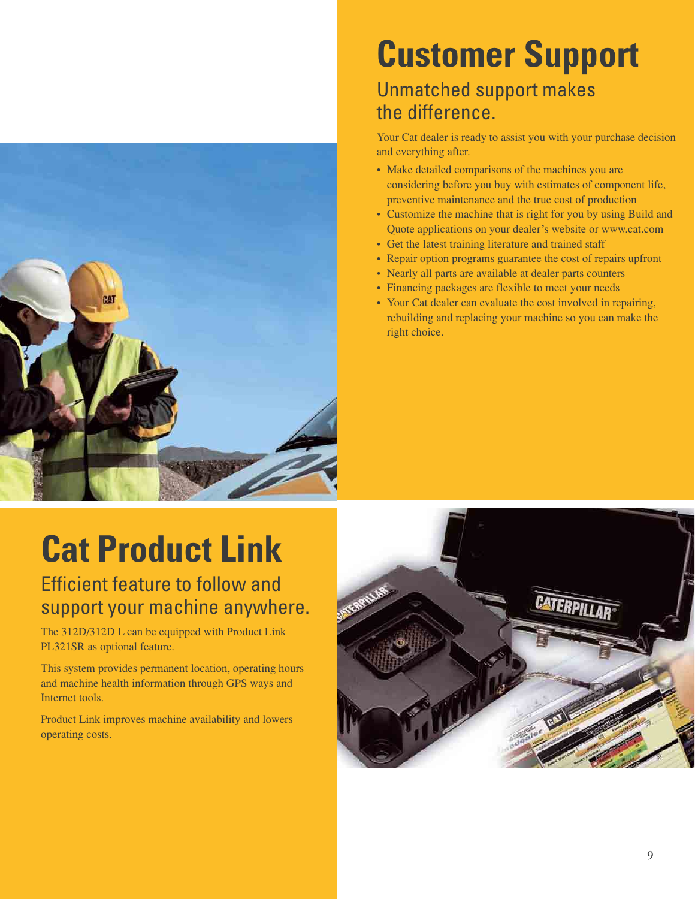# Customer Support

## Unmatched support makes the difference.

Your Cat dealer is ready to assist you with your purchase decision and everything after.

- Make detailed comparisons of the machines you are considering before you buy with estimates of component life, preventive maintenance and the true cost of production
- Customize the machine that is right for you by using Build and Quote applications on your dealer's website or www.cat.com
- Get the latest training literature and trained staff
- Repair option programs guarantee the cost of repairs upfront
- Nearly all parts are available at dealer parts counters
- Financing packages are flexible to meet your needs
- Your Cat dealer can evaluate the cost involved in repairing, rebuilding and replacing your machine so you can make the right choice.

# Cat Product Link

## Efficient feature to follow and support your machine anywhere.

The 312D/312D L can be equipped with Product Link PL321SR as optional feature.

This system provides permanent location, operating hours and machine health information through GPS ways and Internet tools.

Product Link improves machine availability and lowers operating costs.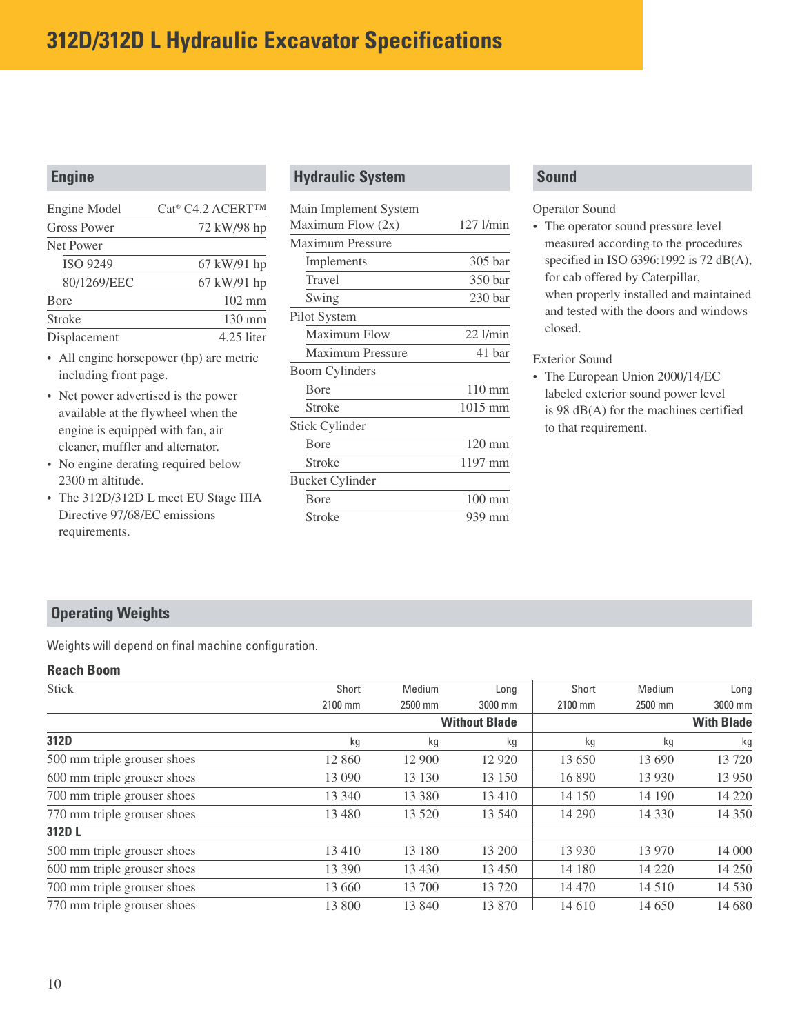# 312D/312D L Hydraulic Excavator Specifications

## Engine

| | |
|---|---|
| Engine Model | Cat® C4.2 ACERT™ |
| Gross Power | 72 kW/98 hp |
| Net Power | |
| ISO 9249 | 67 kW/91 hp |
| 80/1269/EEC | 67 kW/91 hp |
| Bore | 102 mm |
| Stroke | 130 mm |
| Displacement | 4.25 liter |

- All engine horsepower (hp) are metric including front page.
- Net power advertised is the power available at the flywheel when the engine is equipped with fan, air cleaner, muffler and alternator.
- No engine derating required below 2300 m altitude.
- The 312D/312D L meet EU Stage IIIA Directive 97/68/EC emissions requirements.

## Hydraulic System

| | |
|---|---|
| Main Implement System Maximum Flow (2x) | 127 l/min |
| Maximum Pressure | |
| Implements | 305 bar |
| Travel | 350 bar |
| Swing | 230 bar |
| Pilot System | |
| Maximum Flow | 22 l/min |
| Maximum Pressure | 41 bar |
| Boom Cylinders | |
| Bore | 110 mm |
| Stroke | 1015 mm |
| Stick Cylinder | |
| Bore | 120 mm |
| Stroke | 1197 mm |
| Bucket Cylinder | |
| Bore | 100 mm |
| Stroke | 939 mm |

## Sound

Operator Sound

- The operator sound pressure level measured according to the procedures specified in ISO 6396:1992 is 72 dB(A), for cab offered by Caterpillar, when properly installed and maintained and tested with the doors and windows closed.

Exterior Sound

- The European Union 2000/14/EC labeled exterior sound power level is 98 dB(A) for the machines certified to that requirement.

## Operating Weights

Weights will depend on final machine configuration.

### Reach Boom

| Stick | Short 2100 mm | Medium 2500 mm | Long 3000 mm | Short 2100 mm | Medium 2500 mm | Long 3000 mm |
|---|---|---|---|---|---|---|
| | | | **Without Blade** | | | **With Blade** |
| **312D** | kg | kg | kg | kg | kg | kg |
| 500 mm triple grouser shoes | 12 860 | 12 900 | 12 920 | 13 650 | 13 690 | 13 720 |
| 600 mm triple grouser shoes | 13 090 | 13 130 | 13 150 | 16 890 | 13 930 | 13 950 |
| 700 mm triple grouser shoes | 13 340 | 13 380 | 13 410 | 14 150 | 14 190 | 14 220 |
| 770 mm triple grouser shoes | 13 480 | 13 520 | 13 540 | 14 290 | 14 330 | 14 350 |
| **312D L** | | | | | | |
| 500 mm triple grouser shoes | 13 410 | 13 180 | 13 200 | 13 930 | 13 970 | 14 000 |
| 600 mm triple grouser shoes | 13 390 | 13 430 | 13 450 | 14 180 | 14 220 | 14 250 |
| 700 mm triple grouser shoes | 13 660 | 13 700 | 13 720 | 14 470 | 14 510 | 14 530 |
| 770 mm triple grouser shoes | 13 800 | 13 840 | 13 870 | 14 610 | 14 650 | 14 680 |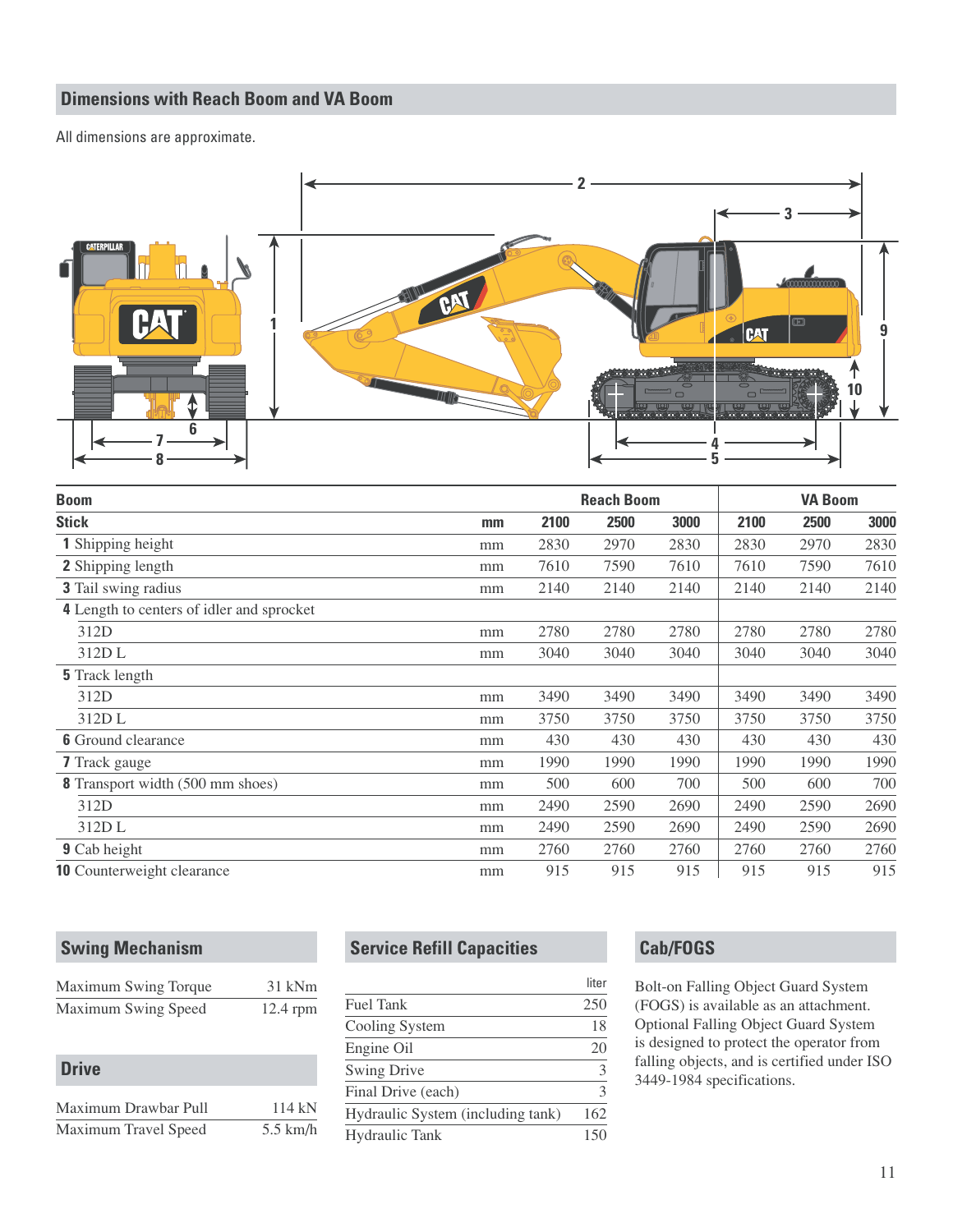## Dimensions with Reach Boom and VA Boom

All dimensions are approximate.

| Boom | | Reach Boom | | | VA Boom | | |
|---|---|---|---|---|---|---|---|
| **Stick** | **mm** | **2100** | **2500** | **3000** | **2100** | **2500** | **3000** |
| **1** Shipping height | mm | 2830 | 2970 | 2830 | 2830 | 2970 | 2830 |
| **2** Shipping length | mm | 7610 | 7590 | 7610 | 7610 | 7590 | 7610 |
| **3** Tail swing radius | mm | 2140 | 2140 | 2140 | 2140 | 2140 | 2140 |
| **4** Length to centers of idler and sprocket | | | | | | | |
| 312D | mm | 2780 | 2780 | 2780 | 2780 | 2780 | 2780 |
| 312D L | mm | 3040 | 3040 | 3040 | 3040 | 3040 | 3040 |
| **5** Track length | | | | | | | |
| 312D | mm | 3490 | 3490 | 3490 | 3490 | 3490 | 3490 |
| 312D L | mm | 3750 | 3750 | 3750 | 3750 | 3750 | 3750 |
| **6** Ground clearance | mm | 430 | 430 | 430 | 430 | 430 | 430 |
| **7** Track gauge | mm | 1990 | 1990 | 1990 | 1990 | 1990 | 1990 |
| **8** Transport width (500 mm shoes) | mm | 500 | 600 | 700 | 500 | 600 | 700 |
| 312D | mm | 2490 | 2590 | 2690 | 2490 | 2590 | 2690 |
| 312D L | mm | 2490 | 2590 | 2690 | 2490 | 2590 | 2690 |
| **9** Cab height | mm | 2760 | 2760 | 2760 | 2760 | 2760 | 2760 |
| **10** Counterweight clearance | mm | 915 | 915 | 915 | 915 | 915 | 915 |

## Swing Mechanism

| | |
|---|---|
| Maximum Swing Torque | 31 kNm |
| Maximum Swing Speed | 12.4 rpm |

## Drive

| | |
|---|---|
| Maximum Drawbar Pull | 114 kN |
| Maximum Travel Speed | 5.5 km/h |

## Service Refill Capacities

| | liter |
|---|---|
| Fuel Tank | 250 |
| Cooling System | 18 |
| Engine Oil | 20 |
| Swing Drive | 3 |
| Final Drive (each) | 3 |
| Hydraulic System (including tank) | 162 |
| Hydraulic Tank | 150 |

## Cab/FOGS

Bolt-on Falling Object Guard System (FOGS) is available as an attachment. Optional Falling Object Guard System is designed to protect the operator from falling objects, and is certified under ISO 3449-1984 specifications.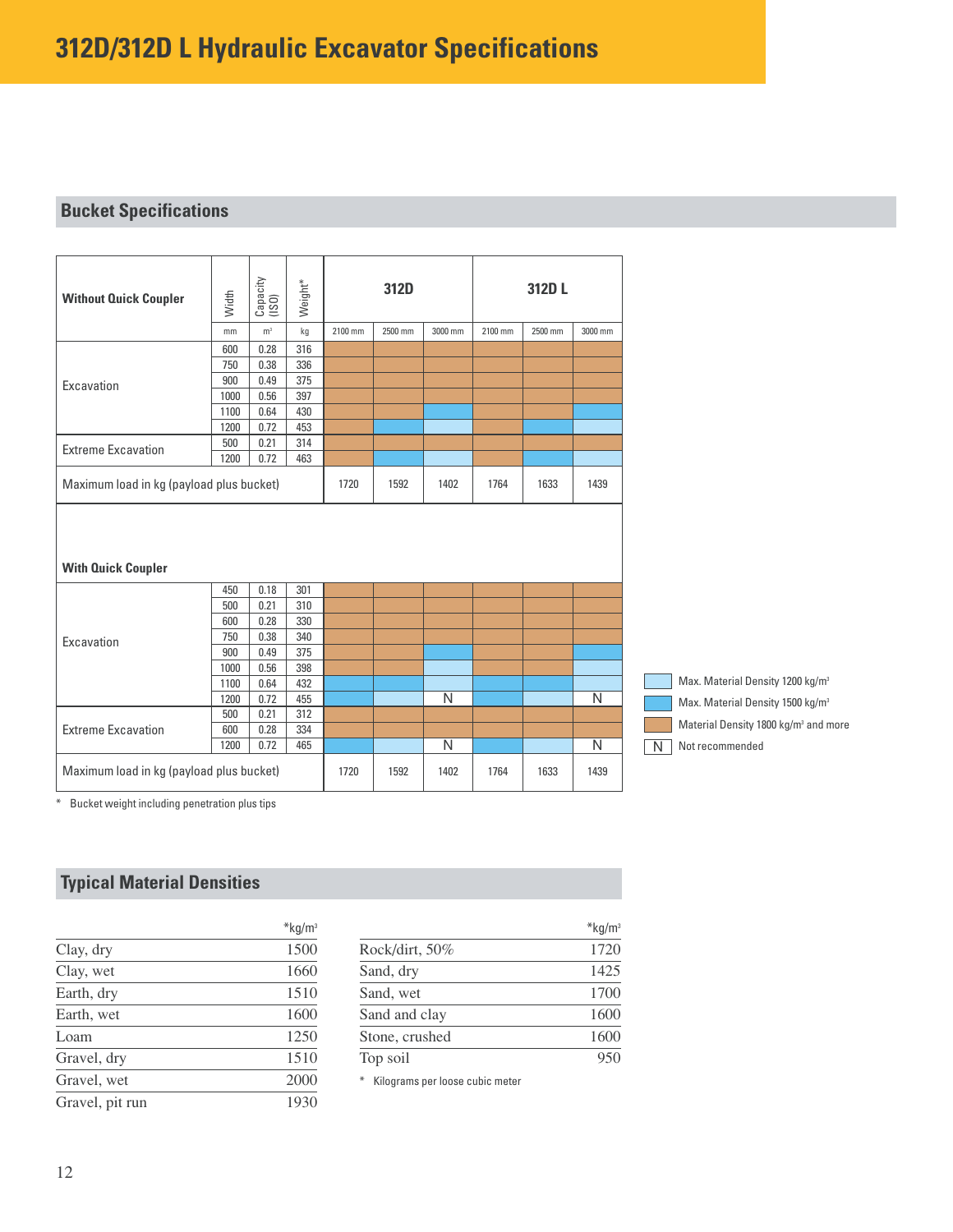# 312D/312D L Hydraulic Excavator Specifications

## Bucket Specifications

Cell values indicate the color-coded material density rating: 1200 = Max. Material Density 1200 kg/m³; 1500 = Max. Material Density 1500 kg/m³; 1800+ = Material Density 1800 kg/m³ and more; N = Not recommended.

| Without Quick Coupler | Width | Capacity (ISO) | Weight* | 312D | | | 312D L | | |
|---|---|---|---|---|---|---|---|---|---|
| | mm | m³ | kg | 2100 mm | 2500 mm | 3000 mm | 2100 mm | 2500 mm | 3000 mm |
| Excavation | 600 | 0.28 | 316 | 1800+ | 1800+ | 1800+ | 1800+ | 1800+ | 1800+ |
| | 750 | 0.38 | 336 | 1800+ | 1800+ | 1800+ | 1800+ | 1800+ | 1800+ |
| | 900 | 0.49 | 375 | 1800+ | 1800+ | 1800+ | 1800+ | 1800+ | 1800+ |
| | 1000 | 0.56 | 397 | 1800+ | 1800+ | 1800+ | 1800+ | 1800+ | 1800+ |
| | 1100 | 0.64 | 430 | 1800+ | 1800+ | 1500 | 1800+ | 1800+ | 1500 |
| | 1200 | 0.72 | 453 | 1800+ | 1500 | 1200 | 1800+ | 1500 | 1200 |
| Extreme Excavation | 500 | 0.21 | 314 | 1800+ | 1800+ | 1800+ | 1800+ | 1800+ | 1800+ |
| | 1200 | 0.72 | 463 | 1800+ | 1500 | 1200 | 1800+ | 1500 | 1200 |
| Maximum load in kg (payload plus bucket) | | | | 1720 | 1592 | 1402 | 1764 | 1633 | 1439 |
| **With Quick Coupler** | | | | | | | | | |
| Excavation | 450 | 0.18 | 301 | 1800+ | 1800+ | 1800+ | 1800+ | 1800+ | 1800+ |
| | 500 | 0.21 | 310 | 1800+ | 1800+ | 1800+ | 1800+ | 1800+ | 1800+ |
| | 600 | 0.28 | 330 | 1800+ | 1800+ | 1800+ | 1800+ | 1800+ | 1800+ |
| | 750 | 0.38 | 340 | 1800+ | 1800+ | 1800+ | 1800+ | 1800+ | 1800+ |
| | 900 | 0.49 | 375 | 1800+ | 1800+ | 1500 | 1800+ | 1800+ | 1500 |
| | 1000 | 0.56 | 398 | 1800+ | 1800+ | 1200 | 1800+ | 1800+ | 1200 |
| | 1100 | 0.64 | 432 | 1500 | 1500 | 1200 | 1500 | 1500 | 1200 |
| | 1200 | 0.72 | 455 | 1500 | 1200 | N | 1500 | 1200 | N |
| Extreme Excavation | 500 | 0.21 | 312 | 1800+ | 1800+ | 1800+ | 1800+ | 1800+ | 1800+ |
| | 600 | 0.28 | 334 | 1800+ | 1800+ | 1800+ | 1800+ | 1800+ | 1800+ |
| | 1200 | 0.72 | 465 | 1500 | 1200 | N | 1500 | 1200 | N |
| Maximum load in kg (payload plus bucket) | | | | 1720 | 1592 | 1402 | 1764 | 1633 | 1439 |

Legend:
- Max. Material Density 1200 kg/m³
- Max. Material Density 1500 kg/m³
- Material Density 1800 kg/m³ and more
- N Not recommended

* Bucket weight including penetration plus tips

## Typical Material Densities

| | *kg/m³ |
|---|---|
| Clay, dry | 1500 |
| Clay, wet | 1660 |
| Earth, dry | 1510 |
| Earth, wet | 1600 |
| Loam | 1250 |
| Gravel, dry | 1510 |
| Gravel, wet | 2000 |
| Gravel, pit run | 1930 |
| Rock/dirt, 50% | 1720 |
| Sand, dry | 1425 |
| Sand, wet | 1700 |
| Sand and clay | 1600 |
| Stone, crushed | 1600 |
| Top soil | 950 |

* Kilograms per loose cubic meter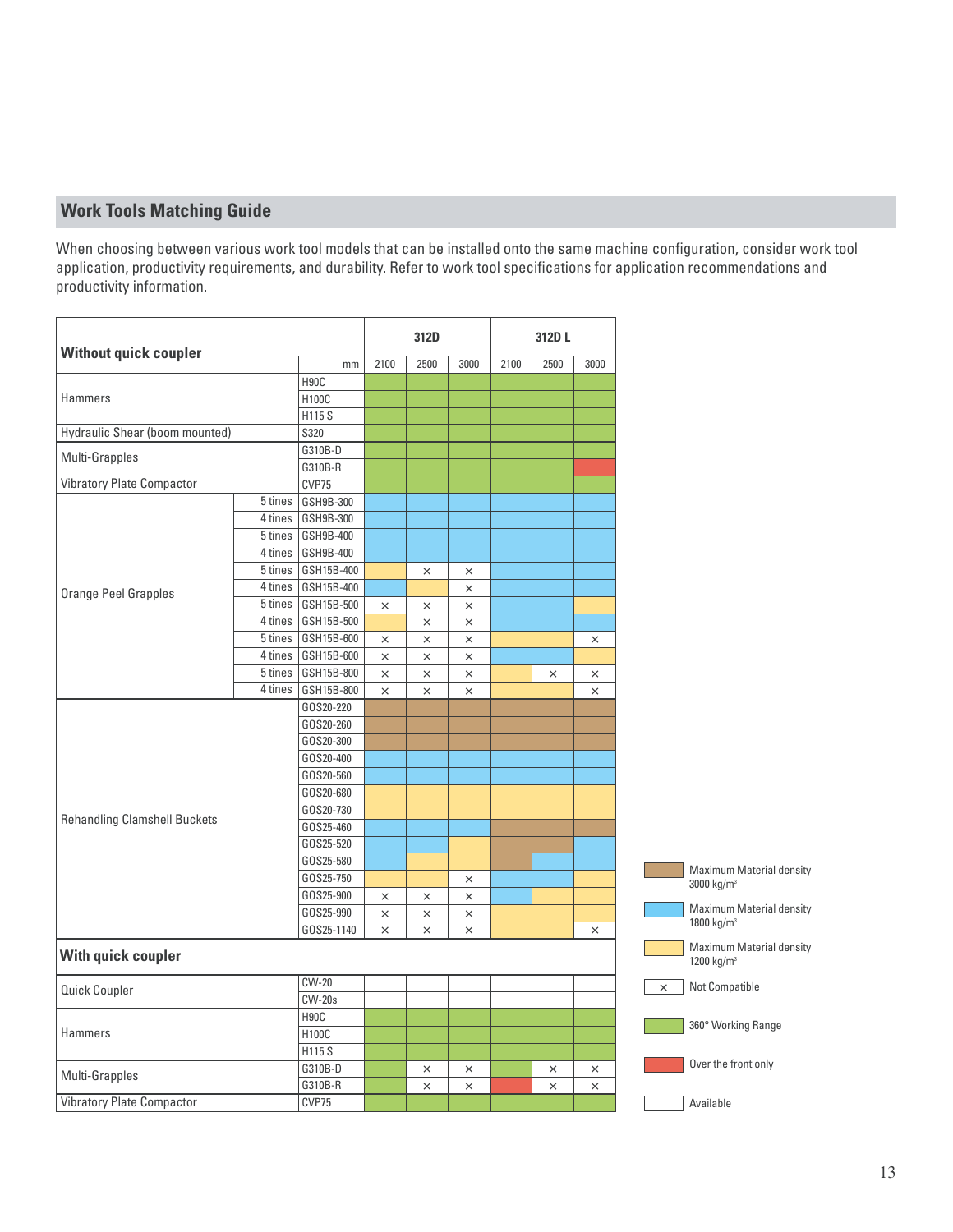## Work Tools Matching Guide

When choosing between various work tool models that can be installed onto the same machine configuration, consider work tool application, productivity requirements, and durability. Refer to work tool specifications for application recommendations and productivity information.

Cell values follow the legend: **3000** = Maximum Material density 3000 kg/m³; **1800** = Maximum Material density 1800 kg/m³; **1200** = Maximum Material density 1200 kg/m³; **×** = Not Compatible; **360°** = 360° Working Range; **Front** = Over the front only; **Available** = Available.

| Without quick coupler | | | 312D | | | 312D L | | |
|---|---|---|---|---|---|---|---|---|
| | | mm | 2100 | 2500 | 3000 | 2100 | 2500 | 3000 |
| Hammers | | H90C | 360° | 360° | 360° | 360° | 360° | 360° |
| | | H100C | 360° | 360° | 360° | 360° | 360° | 360° |
| | | H115 S | 360° | 360° | 360° | 360° | 360° | 360° |
| Hydraulic Shear (boom mounted) | | S320 | 360° | 360° | 360° | 360° | 360° | 360° |
| Multi-Grapples | | G310B-D | 360° | 360° | 360° | 360° | 360° | 360° |
| | | G310B-R | 360° | 360° | 360° | 360° | 360° | Front |
| Vibratory Plate Compactor | | CVP75 | 360° | 360° | 360° | 360° | 360° | 360° |
| Orange Peel Grapples | 5 tines | GSH9B-300 | 1800 | 1800 | 1800 | 1800 | 1800 | 1800 |
| | 4 tines | GSH9B-300 | 1800 | 1800 | 1800 | 1800 | 1800 | 1800 |
| | 5 tines | GSH9B-400 | 1800 | 1800 | 1800 | 1800 | 1800 | 1800 |
| | 4 tines | GSH9B-400 | 1800 | 1800 | 1800 | 1800 | 1800 | 1800 |
| | 5 tines | GSH15B-400 | 1200 | × | × | 1800 | 1800 | 1800 |
| | 4 tines | GSH15B-400 | 1800 | 1200 | × | 1800 | 1800 | 1800 |
| | 5 tines | GSH15B-500 | × | × | × | 1800 | 1800 | 1200 |
| | 4 tines | GSH15B-500 | 1200 | × | × | 1800 | 1800 | 1800 |
| | 5 tines | GSH15B-600 | × | × | × | 1200 | 1200 | × |
| | 4 tines | GSH15B-600 | × | × | × | 1800 | 1800 | 1200 |
| | 5 tines | GSH15B-800 | × | × | × | 1200 | × | × |
| | 4 tines | GSH15B-800 | × | × | × | 1200 | 1200 | × |
| Rehandling Clamshell Buckets | | GOS20-220 | 3000 | 3000 | 3000 | 3000 | 3000 | 3000 |
| | | GOS20-260 | 3000 | 3000 | 3000 | 3000 | 3000 | 3000 |
| | | GOS20-300 | 3000 | 3000 | 3000 | 3000 | 3000 | 3000 |
| | | GOS20-400 | 1800 | 1800 | 1800 | 1800 | 1800 | 1800 |
| | | GOS20-560 | 1800 | 1800 | 1800 | 1800 | 1800 | 1800 |
| | | GOS20-680 | 1200 | 1200 | 1200 | 1200 | 1200 | 1200 |
| | | GOS20-730 | 1200 | 1200 | 1200 | 1200 | 1200 | 1200 |
| | | GOS25-460 | 1800 | 1800 | 1800 | 3000 | 3000 | 3000 |
| | | GOS25-520 | 1800 | 1800 | 1200 | 3000 | 3000 | 1800 |
| | | GOS25-580 | 1800 | 1200 | 1800 | 3000 | 1800 | 1800 |
| | | GOS25-750 | 1200 | 1200 | × | 1800 | 1800 | 1200 |
| | | GOS25-900 | × | × | × | 1800 | 1200 | 1200 |
| | | GOS25-990 | × | × | × | 1200 | 1200 | 1200 |
| | | GOS25-1140 | × | × | × | 1200 | 1200 | × |
| **With quick coupler** | | | | | | | | |
| Quick Coupler | | CW-20 | Available | Available | Available | Available | Available | Available |
| | | CW-20s | Available | Available | Available | Available | Available | Available |
| Hammers | | H90C | 360° | 360° | 360° | 360° | 360° | 360° |
| | | H100C | 360° | 360° | 360° | 360° | 360° | 360° |
| | | H115 S | 360° | 360° | 360° | 360° | 360° | 360° |
| Multi-Grapples | | G310B-D | 360° | × | × | 360° | × | × |
| | | G310B-R | 360° | × | × | Front | × | × |
| Vibratory Plate Compactor | | CVP75 | 360° | 360° | 360° | 360° | 360° | 360° |

Legend:

- Maximum Material density 3000 kg/m³
- Maximum Material density 1800 kg/m³
- Maximum Material density 1200 kg/m³
- × Not Compatible
- 360° Working Range
- Over the front only
- Available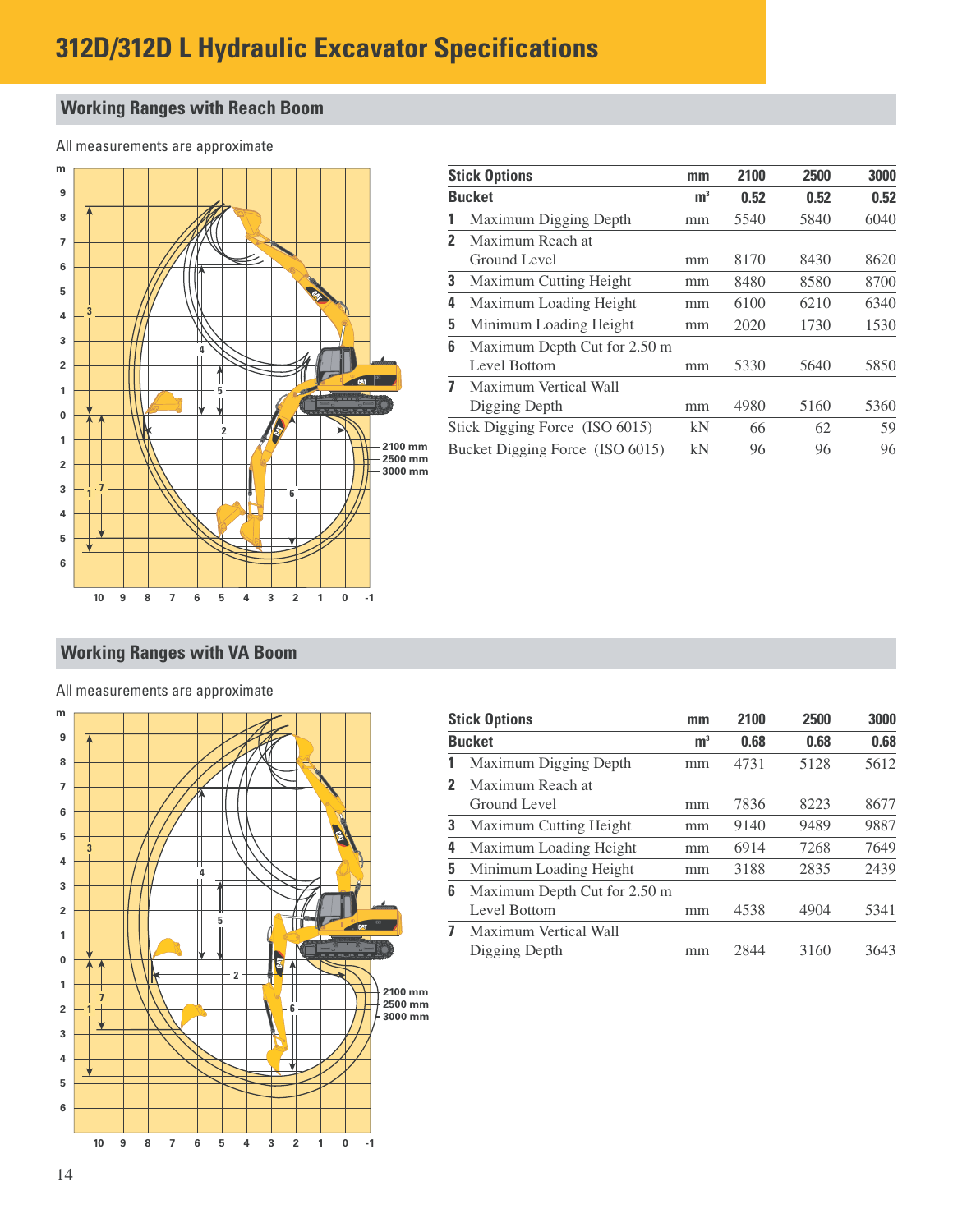# 312D/312D L Hydraulic Excavator Specifications

## Working Ranges with Reach Boom

All measurements are approximate

| Stick Options | mm | 2100 | 2500 | 3000 |
|---|---|---|---|---|
| **Bucket** | $m^3$ | **0.52** | **0.52** | **0.52** |
| **1** Maximum Digging Depth | mm | 5540 | 5840 | 6040 |
| **2** Maximum Reach at Ground Level | mm | 8170 | 8430 | 8620 |
| **3** Maximum Cutting Height | mm | 8480 | 8580 | 8700 |
| **4** Maximum Loading Height | mm | 6100 | 6210 | 6340 |
| **5** Minimum Loading Height | mm | 2020 | 1730 | 1530 |
| **6** Maximum Depth Cut for 2.50 m Level Bottom | mm | 5330 | 5640 | 5850 |
| **7** Maximum Vertical Wall Digging Depth | mm | 4980 | 5160 | 5360 |
| Stick Digging Force (ISO 6015) | kN | 66 | 62 | 59 |
| Bucket Digging Force (ISO 6015) | kN | 96 | 96 | 96 |

## Working Ranges with VA Boom

All measurements are approximate

| Stick Options | mm | 2100 | 2500 | 3000 |
|---|---|---|---|---|
| **Bucket** | $m^3$ | **0.68** | **0.68** | **0.68** |
| **1** Maximum Digging Depth | mm | 4731 | 5128 | 5612 |
| **2** Maximum Reach at Ground Level | mm | 7836 | 8223 | 8677 |
| **3** Maximum Cutting Height | mm | 9140 | 9489 | 9887 |
| **4** Maximum Loading Height | mm | 6914 | 7268 | 7649 |
| **5** Minimum Loading Height | mm | 3188 | 2835 | 2439 |
| **6** Maximum Depth Cut for 2.50 m Level Bottom | mm | 4538 | 4904 | 5341 |
| **7** Maximum Vertical Wall Digging Depth | mm | 2844 | 3160 | 3643 |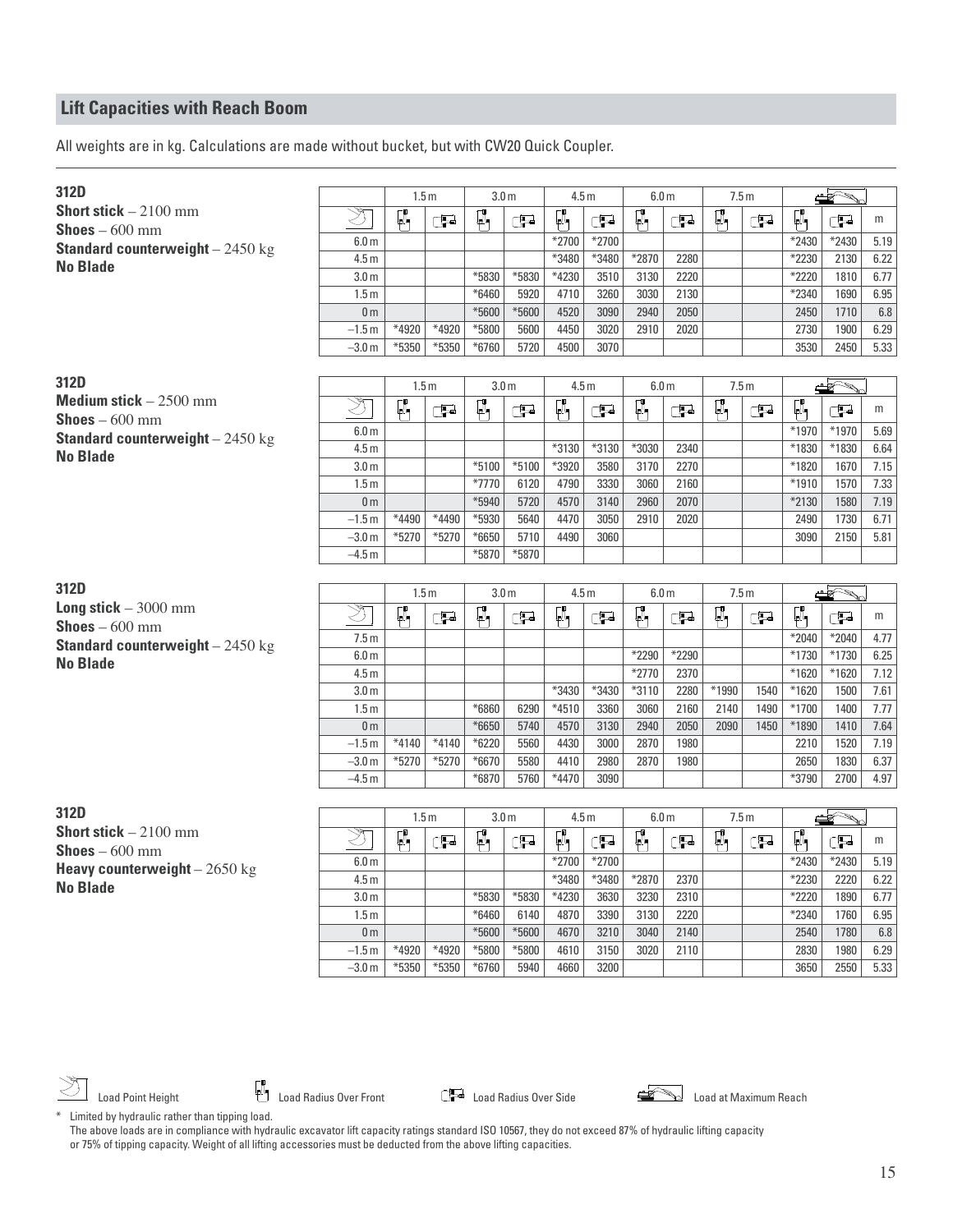## Lift Capacities with Reach Boom

All weights are in kg. Calculations are made without bucket, but with CW20 Quick Coupler.

**312D**
**Short stick** – 2100 mm
**Shoes** – 600 mm
**Standard counterweight** – 2450 kg
**No Blade**

| | 1.5 m | | 3.0 m | | 4.5 m | | 6.0 m | | 7.5 m | | Load at Maximum Reach | | |
|---|---|---|---|---|---|---|---|---|---|---|---|---|---|
| Load Point Height | Front | Side | Front | Side | Front | Side | Front | Side | Front | Side | Front | Side | m |
| 6.0 m | | | | | *2700 | *2700 | | | | | *2430 | *2430 | 5.19 |
| 4.5 m | | | | | *3480 | *3480 | *2870 | 2280 | | | *2230 | 2130 | 6.22 |
| 3.0 m | | | *5830 | *5830 | *4230 | 3510 | 3130 | 2220 | | | *2220 | 1810 | 6.77 |
| 1.5 m | | | *6460 | 5920 | 4710 | 3260 | 3030 | 2130 | | | *2340 | 1690 | 6.95 |
| 0 m | | | *5600 | *5600 | 4520 | 3090 | 2940 | 2050 | | | 2450 | 1710 | 6.8 |
| –1.5 m | *4920 | *4920 | *5800 | 5600 | 4450 | 3020 | 2910 | 2020 | | | 2730 | 1900 | 6.29 |
| –3.0 m | *5350 | *5350 | *6760 | 5720 | 4500 | 3070 | | | | | 3530 | 2450 | 5.33 |

**312D**
**Medium stick** – 2500 mm
**Shoes** – 600 mm
**Standard counterweight** – 2450 kg
**No Blade**

| | 1.5 m | | 3.0 m | | 4.5 m | | 6.0 m | | 7.5 m | | Load at Maximum Reach | | |
|---|---|---|---|---|---|---|---|---|---|---|---|---|---|
| Load Point Height | Front | Side | Front | Side | Front | Side | Front | Side | Front | Side | Front | Side | m |
| 6.0 m | | | | | | | | | | | *1970 | *1970 | 5.69 |
| 4.5 m | | | | | *3130 | *3130 | *3030 | 2340 | | | *1830 | *1830 | 6.64 |
| 3.0 m | | | *5100 | *5100 | *3920 | 3580 | 3170 | 2270 | | | *1820 | 1670 | 7.15 |
| 1.5 m | | | *7770 | 6120 | 4790 | 3330 | 3060 | 2160 | | | *1910 | 1570 | 7.33 |
| 0 m | | | *5940 | 5720 | 4570 | 3140 | 2960 | 2070 | | | *2130 | 1580 | 7.19 |
| –1.5 m | *4490 | *4490 | *5930 | 5640 | 4470 | 3050 | 2910 | 2020 | | | 2490 | 1730 | 6.71 |
| –3.0 m | *5270 | *5270 | *6650 | 5710 | 4490 | 3060 | | | | | 3090 | 2150 | 5.81 |
| –4.5 m | | | *5870 | *5870 | | | | | | | | | |

**312D**
**Long stick** – 3000 mm
**Shoes** – 600 mm
**Standard counterweight** – 2450 kg
**No Blade**

| | 1.5 m | | 3.0 m | | 4.5 m | | 6.0 m | | 7.5 m | | Load at Maximum Reach | | |
|---|---|---|---|---|---|---|---|---|---|---|---|---|---|
| Load Point Height | Front | Side | Front | Side | Front | Side | Front | Side | Front | Side | Front | Side | m |
| 7.5 m | | | | | | | | | | | *2040 | *2040 | 4.77 |
| 6.0 m | | | | | | | *2290 | *2290 | | | *1730 | *1730 | 6.25 |
| 4.5 m | | | | | | | *2770 | 2370 | | | *1620 | *1620 | 7.12 |
| 3.0 m | | | | | *3430 | *3430 | *3110 | 2280 | *1990 | 1540 | *1620 | 1500 | 7.61 |
| 1.5 m | | | *6860 | 6290 | *4510 | 3360 | 3060 | 2160 | 2140 | 1490 | *1700 | 1400 | 7.77 |
| 0 m | | | *6650 | 5740 | 4570 | 3130 | 2940 | 2050 | 2090 | 1450 | *1890 | 1410 | 7.64 |
| –1.5 m | *4140 | *4140 | *6220 | 5560 | 4430 | 3000 | 2870 | 1980 | | | 2210 | 1520 | 7.19 |
| –3.0 m | *5270 | *5270 | *6670 | 5580 | 4410 | 2980 | 2870 | 1980 | | | 2650 | 1830 | 6.37 |
| –4.5 m | | | *6870 | 5760 | *4470 | 3090 | | | | | *3790 | 2700 | 4.97 |

**312D**
**Short stick** – 2100 mm
**Shoes** – 600 mm
**Heavy counterweight** – 2650 kg
**No Blade**

| | 1.5 m | | 3.0 m | | 4.5 m | | 6.0 m | | 7.5 m | | Load at Maximum Reach | | |
|---|---|---|---|---|---|---|---|---|---|---|---|---|---|
| Load Point Height | Front | Side | Front | Side | Front | Side | Front | Side | Front | Side | Front | Side | m |
| 6.0 m | | | | | *2700 | *2700 | | | | | *2430 | *2430 | 5.19 |
| 4.5 m | | | | | *3480 | *3480 | *2870 | 2370 | | | *2230 | 2220 | 6.22 |
| 3.0 m | | | *5830 | *5830 | *4230 | 3630 | 3230 | 2310 | | | *2220 | 1890 | 6.77 |
| 1.5 m | | | *6460 | 6140 | 4870 | 3390 | 3130 | 2220 | | | *2340 | 1760 | 6.95 |
| 0 m | | | *5600 | *5600 | 4670 | 3210 | 3040 | 2140 | | | 2540 | 1780 | 6.8 |
| –1.5 m | *4920 | *4920 | *5800 | *5800 | 4610 | 3150 | 3020 | 2110 | | | 2830 | 1980 | 6.29 |
| –3.0 m | *5350 | *5350 | *6760 | 5940 | 4660 | 3200 | | | | | 3650 | 2550 | 5.33 |

Load Point Height — Load Radius Over Front — Load Radius Over Side — Load at Maximum Reach

\* Limited by hydraulic rather than tipping load.
The above loads are in compliance with hydraulic excavator lift capacity ratings standard ISO 10567, they do not exceed 87% of hydraulic lifting capacity or 75% of tipping capacity. Weight of all lifting accessories must be deducted from the above lifting capacities.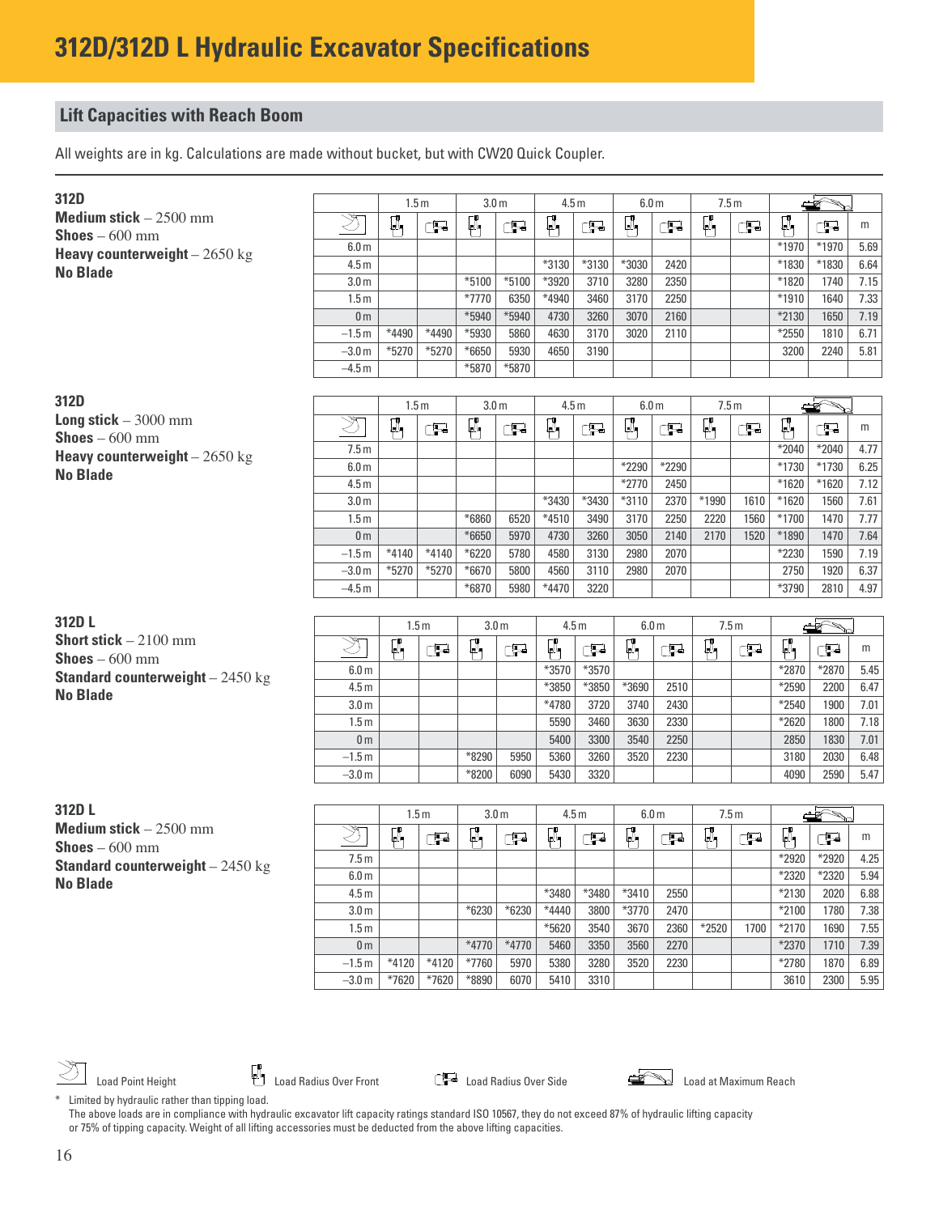# 312D/312D L Hydraulic Excavator Specifications

## Lift Capacities with Reach Boom

All weights are in kg. Calculations are made without bucket, but with CW20 Quick Coupler.

**312D**
**Medium stick** – 2500 mm
**Shoes** – 600 mm
**Heavy counterweight** – 2650 kg
**No Blade**

| Load Point Height | 1.5 m | | 3.0 m | | 4.5 m | | 6.0 m | | 7.5 m | | Load at Maximum Reach | | |
|---|---|---|---|---|---|---|---|---|---|---|---|---|---|
| | Front | Side | Front | Side | Front | Side | Front | Side | Front | Side | Front | Side | m |
| 6.0 m | | | | | | | | | | | *1970 | *1970 | 5.69 |
| 4.5 m | | | | | *3130 | *3130 | *3030 | 2420 | | | *1830 | *1830 | 6.64 |
| 3.0 m | | | *5100 | *5100 | *3920 | 3710 | 3280 | 2350 | | | *1820 | 1740 | 7.15 |
| 1.5 m | | | *7770 | 6350 | *4940 | 3460 | 3170 | 2250 | | | *1910 | 1640 | 7.33 |
| 0 m | | | *5940 | *5940 | 4730 | 3260 | 3070 | 2160 | | | *2130 | 1650 | 7.19 |
| –1.5 m | *4490 | *4490 | *5930 | 5860 | 4630 | 3170 | 3020 | 2110 | | | *2550 | 1810 | 6.71 |
| –3.0 m | *5270 | *5270 | *6650 | 5930 | 4650 | 3190 | | | | | 3200 | 2240 | 5.81 |
| –4.5 m | | | *5870 | *5870 | | | | | | | | | |

**312D**
**Long stick** – 3000 mm
**Shoes** – 600 mm
**Heavy counterweight** – 2650 kg
**No Blade**

| Load Point Height | 1.5 m | | 3.0 m | | 4.5 m | | 6.0 m | | 7.5 m | | Load at Maximum Reach | | |
|---|---|---|---|---|---|---|---|---|---|---|---|---|---|
| | Front | Side | Front | Side | Front | Side | Front | Side | Front | Side | Front | Side | m |
| 7.5 m | | | | | | | | | | | *2040 | *2040 | 4.77 |
| 6.0 m | | | | | | | *2290 | *2290 | | | *1730 | *1730 | 6.25 |
| 4.5 m | | | | | | | *2770 | 2450 | | | *1620 | *1620 | 7.12 |
| 3.0 m | | | | | *3430 | *3430 | *3110 | 2370 | *1990 | 1610 | *1620 | 1560 | 7.61 |
| 1.5 m | | | *6860 | 6520 | *4510 | 3490 | 3170 | 2250 | 2220 | 1560 | *1700 | 1470 | 7.77 |
| 0 m | | | *6650 | 5970 | 4730 | 3260 | 3050 | 2140 | 2170 | 1520 | *1890 | 1470 | 7.64 |
| –1.5 m | *4140 | *4140 | *6220 | 5780 | 4580 | 3130 | 2980 | 2070 | | | *2230 | 1590 | 7.19 |
| –3.0 m | *5270 | *5270 | *6670 | 5800 | 4560 | 3110 | 2980 | 2070 | | | 2750 | 1920 | 6.37 |
| –4.5 m | | | *6870 | 5980 | *4470 | 3220 | | | | | *3790 | 2810 | 4.97 |

**312D L**
**Short stick** – 2100 mm
**Shoes** – 600 mm
**Standard counterweight** – 2450 kg
**No Blade**

| Load Point Height | 1.5 m | | 3.0 m | | 4.5 m | | 6.0 m | | 7.5 m | | Load at Maximum Reach | | |
|---|---|---|---|---|---|---|---|---|---|---|---|---|---|
| | Front | Side | Front | Side | Front | Side | Front | Side | Front | Side | Front | Side | m |
| 6.0 m | | | | | *3570 | *3570 | | | | | *2870 | *2870 | 5.45 |
| 4.5 m | | | | | *3850 | *3850 | *3690 | 2510 | | | *2590 | 2200 | 6.47 |
| 3.0 m | | | | | *4780 | 3720 | 3740 | 2430 | | | *2540 | 1900 | 7.01 |
| 1.5 m | | | | | 5590 | 3460 | 3630 | 2330 | | | *2620 | 1800 | 7.18 |
| 0 m | | | | | 5400 | 3300 | 3540 | 2250 | | | 2850 | 1830 | 7.01 |
| –1.5 m | | | *8290 | 5950 | 5360 | 3260 | 3520 | 2230 | | | 3180 | 2030 | 6.48 |
| –3.0 m | | | *8200 | 6090 | 5430 | 3320 | | | | | 4090 | 2590 | 5.47 |

**312D L**
**Medium stick** – 2500 mm
**Shoes** – 600 mm
**Standard counterweight** – 2450 kg
**No Blade**

| Load Point Height | 1.5 m | | 3.0 m | | 4.5 m | | 6.0 m | | 7.5 m | | Load at Maximum Reach | | |
|---|---|---|---|---|---|---|---|---|---|---|---|---|---|
| | Front | Side | Front | Side | Front | Side | Front | Side | Front | Side | Front | Side | m |
| 7.5 m | | | | | | | | | | | *2920 | *2920 | 4.25 |
| 6.0 m | | | | | | | | | | | *2320 | *2320 | 5.94 |
| 4.5 m | | | | | *3480 | *3480 | *3410 | 2550 | | | *2130 | 2020 | 6.88 |
| 3.0 m | | | *6230 | *6230 | *4440 | 3800 | *3770 | 2470 | | | *2100 | 1780 | 7.38 |
| 1.5 m | | | | | *5620 | 3540 | 3670 | 2360 | *2520 | 1700 | *2170 | 1690 | 7.55 |
| 0 m | | | *4770 | *4770 | 5460 | 3350 | 3560 | 2270 | | | *2370 | 1710 | 7.39 |
| –1.5 m | *4120 | *4120 | *7760 | 5970 | 5380 | 3280 | 3520 | 2230 | | | *2780 | 1870 | 6.89 |
| –3.0 m | *7620 | *7620 | *8890 | 6070 | 5410 | 3310 | | | | | 3610 | 2300 | 5.95 |

Load Point Height — Load Radius Over Front — Load Radius Over Side — Load at Maximum Reach

* Limited by hydraulic rather than tipping load.
The above loads are in compliance with hydraulic excavator lift capacity ratings standard ISO 10567, they do not exceed 87% of hydraulic lifting capacity or 75% of tipping capacity. Weight of all lifting accessories must be deducted from the above lifting capacities.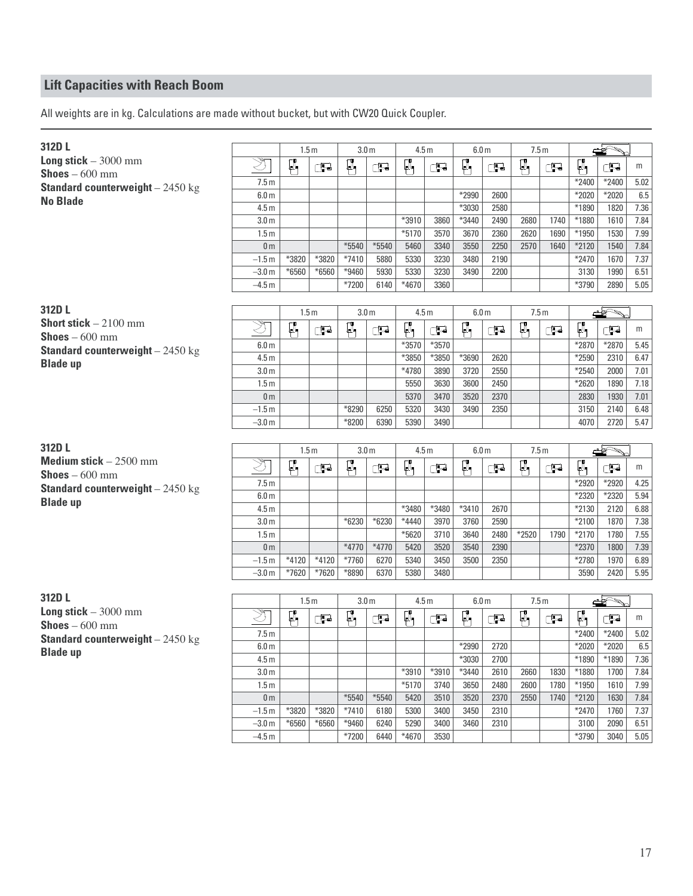## Lift Capacities with Reach Boom

All weights are in kg. Calculations are made without bucket, but with CW20 Quick Coupler.

**312D L**
**Long stick** – 3000 mm
**Shoes** – 600 mm
**Standard counterweight** – 2450 kg
**No Blade**

| | 1.5 m | | 3.0 m | | 4.5 m | | 6.0 m | | 7.5 m | | Max | | |
|---|---|---|---|---|---|---|---|---|---|---|---|---|---|
| | Front | Side | Front | Side | Front | Side | Front | Side | Front | Side | Front | Side | m |
| 7.5 m | | | | | | | | | | | *2400 | *2400 | 5.02 |
| 6.0 m | | | | | | | *2990 | 2600 | | | *2020 | *2020 | 6.5 |
| 4.5 m | | | | | | | *3030 | 2580 | | | *1890 | 1820 | 7.36 |
| 3.0 m | | | | | *3910 | 3860 | *3440 | 2490 | 2680 | 1740 | *1880 | 1610 | 7.84 |
| 1.5 m | | | | | *5170 | 3570 | 3670 | 2360 | 2620 | 1690 | *1950 | 1530 | 7.99 |
| 0 m | | | *5540 | *5540 | 5460 | 3340 | 3550 | 2250 | 2570 | 1640 | *2120 | 1540 | 7.84 |
| –1.5 m | *3820 | *3820 | *7410 | 5880 | 5330 | 3230 | 3480 | 2190 | | | *2470 | 1670 | 7.37 |
| –3.0 m | *6560 | *6560 | *9460 | 5930 | 5330 | 3230 | 3490 | 2200 | | | 3130 | 1990 | 6.51 |
| –4.5 m | | | *7200 | 6140 | *4670 | 3360 | | | | | *3790 | 2890 | 5.05 |

**312D L**
**Short stick** – 2100 mm
**Shoes** – 600 mm
**Standard counterweight** – 2450 kg
**Blade up**

| | 1.5 m | | 3.0 m | | 4.5 m | | 6.0 m | | 7.5 m | | Max | | |
|---|---|---|---|---|---|---|---|---|---|---|---|---|---|
| | Front | Side | Front | Side | Front | Side | Front | Side | Front | Side | Front | Side | m |
| 6.0 m | | | | | *3570 | *3570 | | | | | *2870 | *2870 | 5.45 |
| 4.5 m | | | | | *3850 | *3850 | *3690 | 2620 | | | *2590 | 2310 | 6.47 |
| 3.0 m | | | | | *4780 | 3890 | 3720 | 2550 | | | *2540 | 2000 | 7.01 |
| 1.5 m | | | | | 5550 | 3630 | 3600 | 2450 | | | *2620 | 1890 | 7.18 |
| 0 m | | | | | 5370 | 3470 | 3520 | 2370 | | | 2830 | 1930 | 7.01 |
| –1.5 m | | | *8290 | 6250 | 5320 | 3430 | 3490 | 2350 | | | 3150 | 2140 | 6.48 |
| –3.0 m | | | *8200 | 6390 | 5390 | 3490 | | | | | 4070 | 2720 | 5.47 |

**312D L**
**Medium stick** – 2500 mm
**Shoes** – 600 mm
**Standard counterweight** – 2450 kg
**Blade up**

| | 1.5 m | | 3.0 m | | 4.5 m | | 6.0 m | | 7.5 m | | Max | | |
|---|---|---|---|---|---|---|---|---|---|---|---|---|---|
| | Front | Side | Front | Side | Front | Side | Front | Side | Front | Side | Front | Side | m |
| 7.5 m | | | | | | | | | | | *2920 | *2920 | 4.25 |
| 6.0 m | | | | | | | | | | | *2320 | *2320 | 5.94 |
| 4.5 m | | | | | *3480 | *3480 | *3410 | 2670 | | | *2130 | 2120 | 6.88 |
| 3.0 m | | | *6230 | *6230 | *4440 | 3970 | 3760 | 2590 | | | *2100 | 1870 | 7.38 |
| 1.5 m | | | | | *5620 | 3710 | 3640 | 2480 | *2520 | 1790 | *2170 | 1780 | 7.55 |
| 0 m | | | *4770 | *4770 | 5420 | 3520 | 3540 | 2390 | | | *2370 | 1800 | 7.39 |
| –1.5 m | *4120 | *4120 | *7760 | 6270 | 5340 | 3450 | 3500 | 2350 | | | *2780 | 1970 | 6.89 |
| –3.0 m | *7620 | *7620 | *8890 | 6370 | 5380 | 3480 | | | | | 3590 | 2420 | 5.95 |

**312D L**
**Long stick** – 3000 mm
**Shoes** – 600 mm
**Standard counterweight** – 2450 kg
**Blade up**

| | 1.5 m | | 3.0 m | | 4.5 m | | 6.0 m | | 7.5 m | | Max | | |
|---|---|---|---|---|---|---|---|---|---|---|---|---|---|
| | Front | Side | Front | Side | Front | Side | Front | Side | Front | Side | Front | Side | m |
| 7.5 m | | | | | | | | | | | *2400 | *2400 | 5.02 |
| 6.0 m | | | | | | | *2990 | 2720 | | | *2020 | *2020 | 6.5 |
| 4.5 m | | | | | | | *3030 | 2700 | | | *1890 | *1890 | 7.36 |
| 3.0 m | | | | | *3910 | *3910 | *3440 | 2610 | 2660 | 1830 | *1880 | 1700 | 7.84 |
| 1.5 m | | | | | *5170 | 3740 | 3650 | 2480 | 2600 | 1780 | *1950 | 1610 | 7.99 |
| 0 m | | | *5540 | *5540 | 5420 | 3510 | 3520 | 2370 | 2550 | 1740 | *2120 | 1630 | 7.84 |
| –1.5 m | *3820 | *3820 | *7410 | 6180 | 5300 | 3400 | 3450 | 2310 | | | *2470 | 1760 | 7.37 |
| –3.0 m | *6560 | *6560 | *9460 | 6240 | 5290 | 3400 | 3460 | 2310 | | | 3100 | 2090 | 6.51 |
| –4.5 m | | | *7200 | 6440 | *4670 | 3530 | | | | | *3790 | 3040 | 5.05 |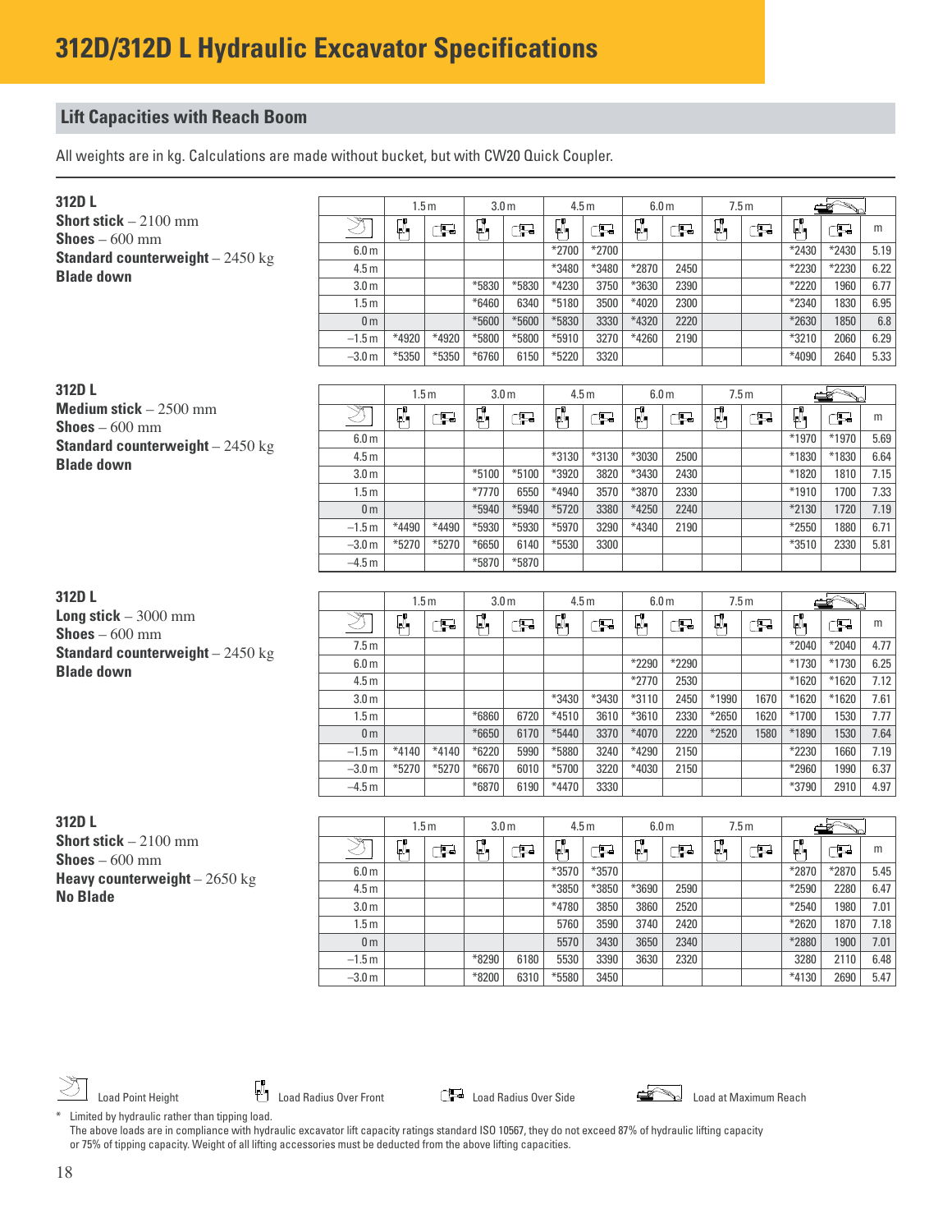# 312D/312D L Hydraulic Excavator Specifications

## Lift Capacities with Reach Boom

All weights are in kg. Calculations are made without bucket, but with CW20 Quick Coupler.

**312D L**
**Short stick** – 2100 mm
**Shoes** – 600 mm
**Standard counterweight** – 2450 kg
**Blade down**

| Load Point Height | 1.5 m | | 3.0 m | | 4.5 m | | 6.0 m | | 7.5 m | | Load at Maximum Reach | | |
|---|---|---|---|---|---|---|---|---|---|---|---|---|---|
| | Front | Side | Front | Side | Front | Side | Front | Side | Front | Side | Front | Side | m |
| 6.0 m | | | | | *2700 | *2700 | | | | | *2430 | *2430 | 5.19 |
| 4.5 m | | | | | *3480 | *3480 | *2870 | 2450 | | | *2230 | *2230 | 6.22 |
| 3.0 m | | | *5830 | *5830 | *4230 | 3750 | *3630 | 2390 | | | *2220 | 1960 | 6.77 |
| 1.5 m | | | *6460 | 6340 | *5180 | 3500 | *4020 | 2300 | | | *2340 | 1830 | 6.95 |
| 0 m | | | *5600 | *5600 | *5830 | 3330 | *4320 | 2220 | | | *2630 | 1850 | 6.8 |
| –1.5 m | *4920 | *4920 | *5800 | *5800 | *5910 | 3270 | *4260 | 2190 | | | *3210 | 2060 | 6.29 |
| –3.0 m | *5350 | *5350 | *6760 | 6150 | *5220 | 3320 | | | | | *4090 | 2640 | 5.33 |

**312D L**
**Medium stick** – 2500 mm
**Shoes** – 600 mm
**Standard counterweight** – 2450 kg
**Blade down**

| Load Point Height | 1.5 m | | 3.0 m | | 4.5 m | | 6.0 m | | 7.5 m | | Load at Maximum Reach | | |
|---|---|---|---|---|---|---|---|---|---|---|---|---|---|
| | Front | Side | Front | Side | Front | Side | Front | Side | Front | Side | Front | Side | m |
| 6.0 m | | | | | | | | | | | *1970 | *1970 | 5.69 |
| 4.5 m | | | | | *3130 | *3130 | *3030 | 2500 | | | *1830 | *1830 | 6.64 |
| 3.0 m | | | *5100 | *5100 | *3920 | 3820 | *3430 | 2430 | | | *1820 | 1810 | 7.15 |
| 1.5 m | | | *7770 | 6550 | *4940 | 3570 | *3870 | 2330 | | | *1910 | 1700 | 7.33 |
| 0 m | | | *5940 | *5940 | *5720 | 3380 | *4250 | 2240 | | | *2130 | 1720 | 7.19 |
| –1.5 m | *4490 | *4490 | *5930 | *5930 | *5970 | 3290 | *4340 | 2190 | | | *2550 | 1880 | 6.71 |
| –3.0 m | *5270 | *5270 | *6650 | 6140 | *5530 | 3300 | | | | | *3510 | 2330 | 5.81 |
| –4.5 m | | | *5870 | *5870 | | | | | | | | | |

**312D L**
**Long stick** – 3000 mm
**Shoes** – 600 mm
**Standard counterweight** – 2450 kg
**Blade down**

| Load Point Height | 1.5 m | | 3.0 m | | 4.5 m | | 6.0 m | | 7.5 m | | Load at Maximum Reach | | |
|---|---|---|---|---|---|---|---|---|---|---|---|---|---|
| | Front | Side | Front | Side | Front | Side | Front | Side | Front | Side | Front | Side | m |
| 7.5 m | | | | | | | | | | | *2040 | *2040 | 4.77 |
| 6.0 m | | | | | | | *2290 | *2290 | | | *1730 | *1730 | 6.25 |
| 4.5 m | | | | | | | *2770 | 2530 | | | *1620 | *1620 | 7.12 |
| 3.0 m | | | | | *3430 | *3430 | *3110 | 2450 | *1990 | 1670 | *1620 | *1620 | 7.61 |
| 1.5 m | | | *6860 | 6720 | *4510 | 3610 | *3610 | 2330 | *2650 | 1620 | *1700 | 1530 | 7.77 |
| 0 m | | | *6650 | 6170 | *5440 | 3370 | *4070 | 2220 | *2520 | 1580 | *1890 | 1530 | 7.64 |
| –1.5 m | *4140 | *4140 | *6220 | 5990 | *5880 | 3240 | *4290 | 2150 | | | *2230 | 1660 | 7.19 |
| –3.0 m | *5270 | *5270 | *6670 | 6010 | *5700 | 3220 | *4030 | 2150 | | | *2960 | 1990 | 6.37 |
| –4.5 m | | | *6870 | 6190 | *4470 | 3330 | | | | | *3790 | 2910 | 4.97 |

**312D L**
**Short stick** – 2100 mm
**Shoes** – 600 mm
**Heavy counterweight** – 2650 kg
**No Blade**

| Load Point Height | 1.5 m | | 3.0 m | | 4.5 m | | 6.0 m | | 7.5 m | | Load at Maximum Reach | | |
|---|---|---|---|---|---|---|---|---|---|---|---|---|---|
| | Front | Side | Front | Side | Front | Side | Front | Side | Front | Side | Front | Side | m |
| 6.0 m | | | | | *3570 | *3570 | | | | | *2870 | *2870 | 5.45 |
| 4.5 m | | | | | *3850 | *3850 | *3690 | 2590 | | | *2590 | 2280 | 6.47 |
| 3.0 m | | | | | *4780 | 3850 | 3860 | 2520 | | | *2540 | 1980 | 7.01 |
| 1.5 m | | | | | 5760 | 3590 | 3740 | 2420 | | | *2620 | 1870 | 7.18 |
| 0 m | | | | | 5570 | 3430 | 3650 | 2340 | | | *2880 | 1900 | 7.01 |
| –1.5 m | | | *8290 | 6180 | 5530 | 3390 | 3630 | 2320 | | | 3280 | 2110 | 6.48 |
| –3.0 m | | | *8200 | 6310 | *5580 | 3450 | | | | | *4130 | 2690 | 5.47 |

Load Point Height — Load Radius Over Front — Load Radius Over Side — Load at Maximum Reach

\* Limited by hydraulic rather than tipping load.
The above loads are in compliance with hydraulic excavator lift capacity ratings standard ISO 10567, they do not exceed 87% of hydraulic lifting capacity or 75% of tipping capacity. Weight of all lifting accessories must be deducted from the above lifting capacities.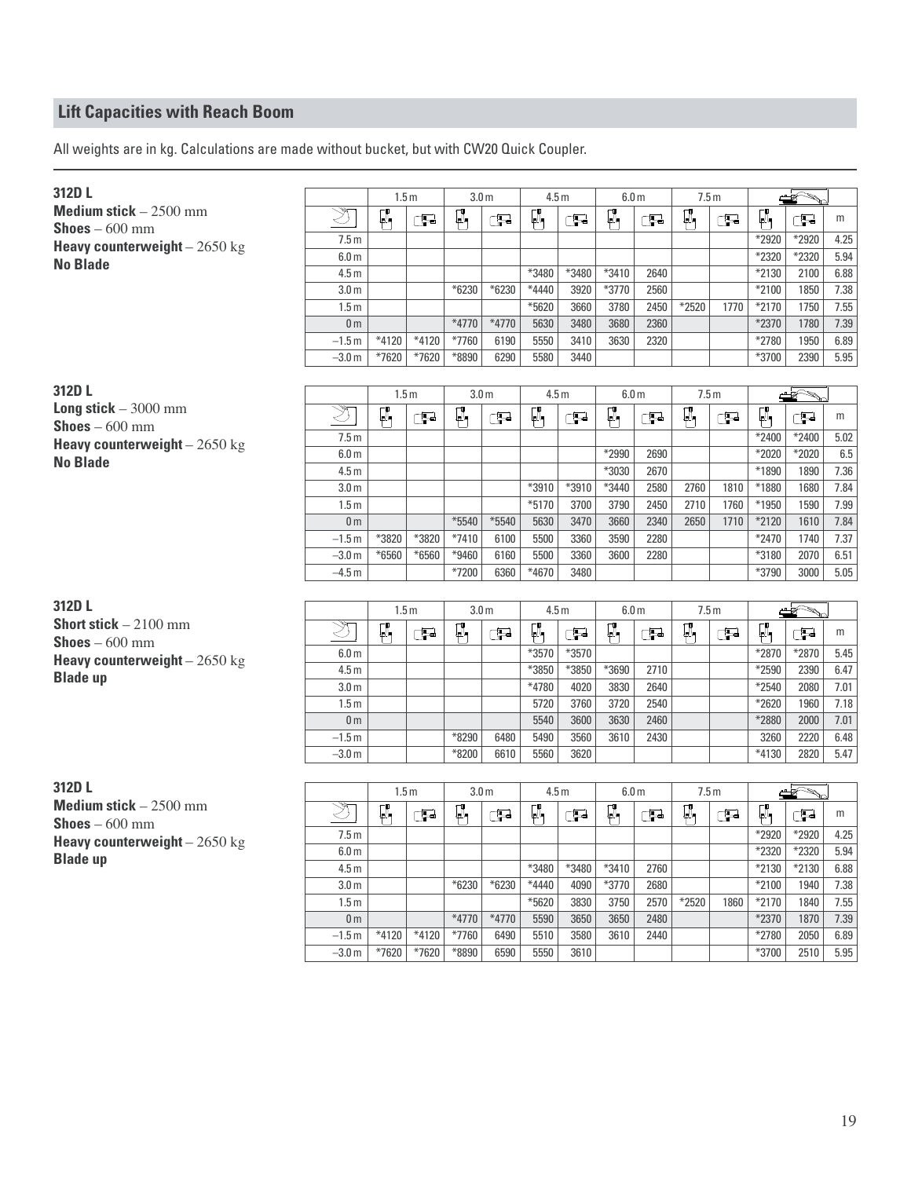## Lift Capacities with Reach Boom

All weights are in kg. Calculations are made without bucket, but with CW20 Quick Coupler.

**312D L**
**Medium stick** – 2500 mm
**Shoes** – 600 mm
**Heavy counterweight** – 2650 kg
**No Blade**

| | 1.5 m | | 3.0 m | | 4.5 m | | 6.0 m | | 7.5 m | | | | |
|---|---|---|---|---|---|---|---|---|---|---|---|---|---|
| | Front | Side | Front | Side | Front | Side | Front | Side | Front | Side | Front | Side | m |
| 7.5 m | | | | | | | | | | | *2920 | *2920 | 4.25 |
| 6.0 m | | | | | | | | | | | *2320 | *2320 | 5.94 |
| 4.5 m | | | | | *3480 | *3480 | *3410 | 2640 | | | *2130 | 2100 | 6.88 |
| 3.0 m | | | *6230 | *6230 | *4440 | 3920 | *3770 | 2560 | | | *2100 | 1850 | 7.38 |
| 1.5 m | | | | | *5620 | 3660 | 3780 | 2450 | *2520 | 1770 | *2170 | 1750 | 7.55 |
| 0 m | | | *4770 | *4770 | 5630 | 3480 | 3680 | 2360 | | | *2370 | 1780 | 7.39 |
| –1.5 m | *4120 | *4120 | *7760 | 6190 | 5550 | 3410 | 3630 | 2320 | | | *2780 | 1950 | 6.89 |
| –3.0 m | *7620 | *7620 | *8890 | 6290 | 5580 | 3440 | | | | | *3700 | 2390 | 5.95 |

**312D L**
**Long stick** – 3000 mm
**Shoes** – 600 mm
**Heavy counterweight** – 2650 kg
**No Blade**

| | 1.5 m | | 3.0 m | | 4.5 m | | 6.0 m | | 7.5 m | | | | |
|---|---|---|---|---|---|---|---|---|---|---|---|---|---|
| | Front | Side | Front | Side | Front | Side | Front | Side | Front | Side | Front | Side | m |
| 7.5 m | | | | | | | | | | | *2400 | *2400 | 5.02 |
| 6.0 m | | | | | | | *2990 | 2690 | | | *2020 | *2020 | 6.5 |
| 4.5 m | | | | | | | *3030 | 2670 | | | *1890 | 1890 | 7.36 |
| 3.0 m | | | | | *3910 | *3910 | *3440 | 2580 | 2760 | 1810 | *1880 | 1680 | 7.84 |
| 1.5 m | | | | | *5170 | 3700 | 3790 | 2450 | 2710 | 1760 | *1950 | 1590 | 7.99 |
| 0 m | | | *5540 | *5540 | 5630 | 3470 | 3660 | 2340 | 2650 | 1710 | *2120 | 1610 | 7.84 |
| –1.5 m | *3820 | *3820 | *7410 | 6100 | 5500 | 3360 | 3590 | 2280 | | | *2470 | 1740 | 7.37 |
| –3.0 m | *6560 | *6560 | *9460 | 6160 | 5500 | 3360 | 3600 | 2280 | | | *3180 | 2070 | 6.51 |
| –4.5 m | | | *7200 | 6360 | *4670 | 3480 | | | | | *3790 | 3000 | 5.05 |

**312D L**
**Short stick** – 2100 mm
**Shoes** – 600 mm
**Heavy counterweight** – 2650 kg
**Blade up**

| | 1.5 m | | 3.0 m | | 4.5 m | | 6.0 m | | 7.5 m | | | | |
|---|---|---|---|---|---|---|---|---|---|---|---|---|---|
| | Front | Side | Front | Side | Front | Side | Front | Side | Front | Side | Front | Side | m |
| 6.0 m | | | | | *3570 | *3570 | | | | | *2870 | *2870 | 5.45 |
| 4.5 m | | | | | *3850 | *3850 | *3690 | 2710 | | | *2590 | 2390 | 6.47 |
| 3.0 m | | | | | *4780 | 4020 | 3830 | 2640 | | | *2540 | 2080 | 7.01 |
| 1.5 m | | | | | 5720 | 3760 | 3720 | 2540 | | | *2620 | 1960 | 7.18 |
| 0 m | | | | | 5540 | 3600 | 3630 | 2460 | | | *2880 | 2000 | 7.01 |
| –1.5 m | | | *8290 | 6480 | 5490 | 3560 | 3610 | 2430 | | | 3260 | 2220 | 6.48 |
| –3.0 m | | | *8200 | 6610 | 5560 | 3620 | | | | | *4130 | 2820 | 5.47 |

**312D L**
**Medium stick** – 2500 mm
**Shoes** – 600 mm
**Heavy counterweight** – 2650 kg
**Blade up**

| | 1.5 m | | 3.0 m | | 4.5 m | | 6.0 m | | 7.5 m | | | | |
|---|---|---|---|---|---|---|---|---|---|---|---|---|---|
| | Front | Side | Front | Side | Front | Side | Front | Side | Front | Side | Front | Side | m |
| 7.5 m | | | | | | | | | | | *2920 | *2920 | 4.25 |
| 6.0 m | | | | | | | | | | | *2320 | *2320 | 5.94 |
| 4.5 m | | | | | *3480 | *3480 | *3410 | 2760 | | | *2130 | *2130 | 6.88 |
| 3.0 m | | | *6230 | *6230 | *4440 | 4090 | *3770 | 2680 | | | *2100 | 1940 | 7.38 |
| 1.5 m | | | | | *5620 | 3830 | 3750 | 2570 | *2520 | 1860 | *2170 | 1840 | 7.55 |
| 0 m | | | *4770 | *4770 | 5590 | 3650 | 3650 | 2480 | | | *2370 | 1870 | 7.39 |
| –1.5 m | *4120 | *4120 | *7760 | 6490 | 5510 | 3580 | 3610 | 2440 | | | *2780 | 2050 | 6.89 |
| –3.0 m | *7620 | *7620 | *8890 | 6590 | 5550 | 3610 | | | | | *3700 | 2510 | 5.95 |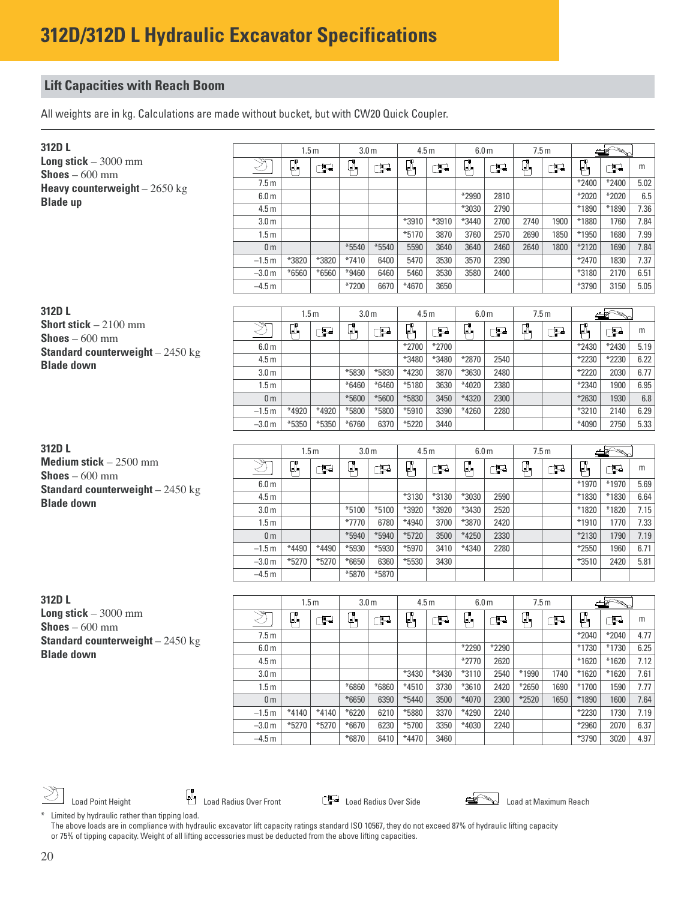# 312D/312D L Hydraulic Excavator Specifications

## Lift Capacities with Reach Boom

All weights are in kg. Calculations are made without bucket, but with CW20 Quick Coupler.

**312D L**
**Long stick** – 3000 mm
**Shoes** – 600 mm
**Heavy counterweight** – 2650 kg
**Blade up**

| Load Point Height | 1.5 m | | 3.0 m | | 4.5 m | | 6.0 m | | 7.5 m | | Load at Maximum Reach | | |
|---|---|---|---|---|---|---|---|---|---|---|---|---|---|
| | Front | Side | Front | Side | Front | Side | Front | Side | Front | Side | Front | Side | m |
| 7.5 m | | | | | | | | | | | *2400 | *2400 | 5.02 |
| 6.0 m | | | | | | | *2990 | 2810 | | | *2020 | *2020 | 6.5 |
| 4.5 m | | | | | | | *3030 | 2790 | | | *1890 | *1890 | 7.36 |
| 3.0 m | | | | | *3910 | *3910 | *3440 | 2700 | 2740 | 1900 | *1880 | 1760 | 7.84 |
| 1.5 m | | | | | *5170 | 3870 | 3760 | 2570 | 2690 | 1850 | *1950 | 1680 | 7.99 |
| 0 m | | | *5540 | *5540 | 5590 | 3640 | 3640 | 2460 | 2640 | 1800 | *2120 | 1690 | 7.84 |
| –1.5 m | *3820 | *3820 | *7410 | 6400 | 5470 | 3530 | 3570 | 2390 | | | *2470 | 1830 | 7.37 |
| –3.0 m | *6560 | *6560 | *9460 | 6460 | 5460 | 3530 | 3580 | 2400 | | | *3180 | 2170 | 6.51 |
| –4.5 m | | | *7200 | 6670 | *4670 | 3650 | | | | | *3790 | 3150 | 5.05 |

**312D L**
**Short stick** – 2100 mm
**Shoes** – 600 mm
**Standard counterweight** – 2450 kg
**Blade down**

| Load Point Height | 1.5 m | | 3.0 m | | 4.5 m | | 6.0 m | | 7.5 m | | Load at Maximum Reach | | |
|---|---|---|---|---|---|---|---|---|---|---|---|---|---|
| | Front | Side | Front | Side | Front | Side | Front | Side | Front | Side | Front | Side | m |
| 6.0 m | | | | | *2700 | *2700 | | | | | *2430 | *2430 | 5.19 |
| 4.5 m | | | | | *3480 | *3480 | *2870 | 2540 | | | *2230 | *2230 | 6.22 |
| 3.0 m | | | *5830 | *5830 | *4230 | 3870 | *3630 | 2480 | | | *2220 | 2030 | 6.77 |
| 1.5 m | | | *6460 | *6460 | *5180 | 3630 | *4020 | 2380 | | | *2340 | 1900 | 6.95 |
| 0 m | | | *5600 | *5600 | *5830 | 3450 | *4320 | 2300 | | | *2630 | 1930 | 6.8 |
| –1.5 m | *4920 | *4920 | *5800 | *5800 | *5910 | 3390 | *4260 | 2280 | | | *3210 | 2140 | 6.29 |
| –3.0 m | *5350 | *5350 | *6760 | 6370 | *5220 | 3440 | | | | | *4090 | 2750 | 5.33 |

**312D L**
**Medium stick** – 2500 mm
**Shoes** – 600 mm
**Standard counterweight** – 2450 kg
**Blade down**

| Load Point Height | 1.5 m | | 3.0 m | | 4.5 m | | 6.0 m | | 7.5 m | | Load at Maximum Reach | | |
|---|---|---|---|---|---|---|---|---|---|---|---|---|---|
| | Front | Side | Front | Side | Front | Side | Front | Side | Front | Side | Front | Side | m |
| 6.0 m | | | | | | | | | | | *1970 | *1970 | 5.69 |
| 4.5 m | | | | | *3130 | *3130 | *3030 | 2590 | | | *1830 | *1830 | 6.64 |
| 3.0 m | | | *5100 | *5100 | *3920 | *3920 | *3430 | 2520 | | | *1820 | *1820 | 7.15 |
| 1.5 m | | | *7770 | 6780 | *4940 | 3700 | *3870 | 2420 | | | *1910 | 1770 | 7.33 |
| 0 m | | | *5940 | *5940 | *5720 | 3500 | *4250 | 2330 | | | *2130 | 1790 | 7.19 |
| –1.5 m | *4490 | *4490 | *5930 | *5930 | *5970 | 3410 | *4340 | 2280 | | | *2550 | 1960 | 6.71 |
| –3.0 m | *5270 | *5270 | *6650 | 6360 | *5530 | 3430 | | | | | *3510 | 2420 | 5.81 |
| –4.5 m | | | *5870 | *5870 | | | | | | | | | |

**312D L**
**Long stick** – 3000 mm
**Shoes** – 600 mm
**Standard counterweight** – 2450 kg
**Blade down**

| Load Point Height | 1.5 m | | 3.0 m | | 4.5 m | | 6.0 m | | 7.5 m | | Load at Maximum Reach | | |
|---|---|---|---|---|---|---|---|---|---|---|---|---|---|
| | Front | Side | Front | Side | Front | Side | Front | Side | Front | Side | Front | Side | m |
| 7.5 m | | | | | | | | | | | *2040 | *2040 | 4.77 |
| 6.0 m | | | | | | | *2290 | *2290 | | | *1730 | *1730 | 6.25 |
| 4.5 m | | | | | | | *2770 | 2620 | | | *1620 | *1620 | 7.12 |
| 3.0 m | | | | | *3430 | *3430 | *3110 | 2540 | *1990 | 1740 | *1620 | *1620 | 7.61 |
| 1.5 m | | | *6860 | *6860 | *4510 | 3730 | *3610 | 2420 | *2650 | 1690 | *1700 | 1590 | 7.77 |
| 0 m | | | *6650 | 6390 | *5440 | 3500 | *4070 | 2300 | *2520 | 1650 | *1890 | 1600 | 7.64 |
| –1.5 m | *4140 | *4140 | *6220 | 6210 | *5880 | 3370 | *4290 | 2240 | | | *2230 | 1730 | 7.19 |
| –3.0 m | *5270 | *5270 | *6670 | 6230 | *5700 | 3350 | *4030 | 2240 | | | *2960 | 2070 | 6.37 |
| –4.5 m | | | *6870 | 6410 | *4470 | 3460 | | | | | *3790 | 3020 | 4.97 |

Load Point Height — Load Radius Over Front — Load Radius Over Side — Load at Maximum Reach

\* Limited by hydraulic rather than tipping load.
The above loads are in compliance with hydraulic excavator lift capacity ratings standard ISO 10567, they do not exceed 87% of hydraulic lifting capacity or 75% of tipping capacity. Weight of all lifting accessories must be deducted from the above lifting capacities.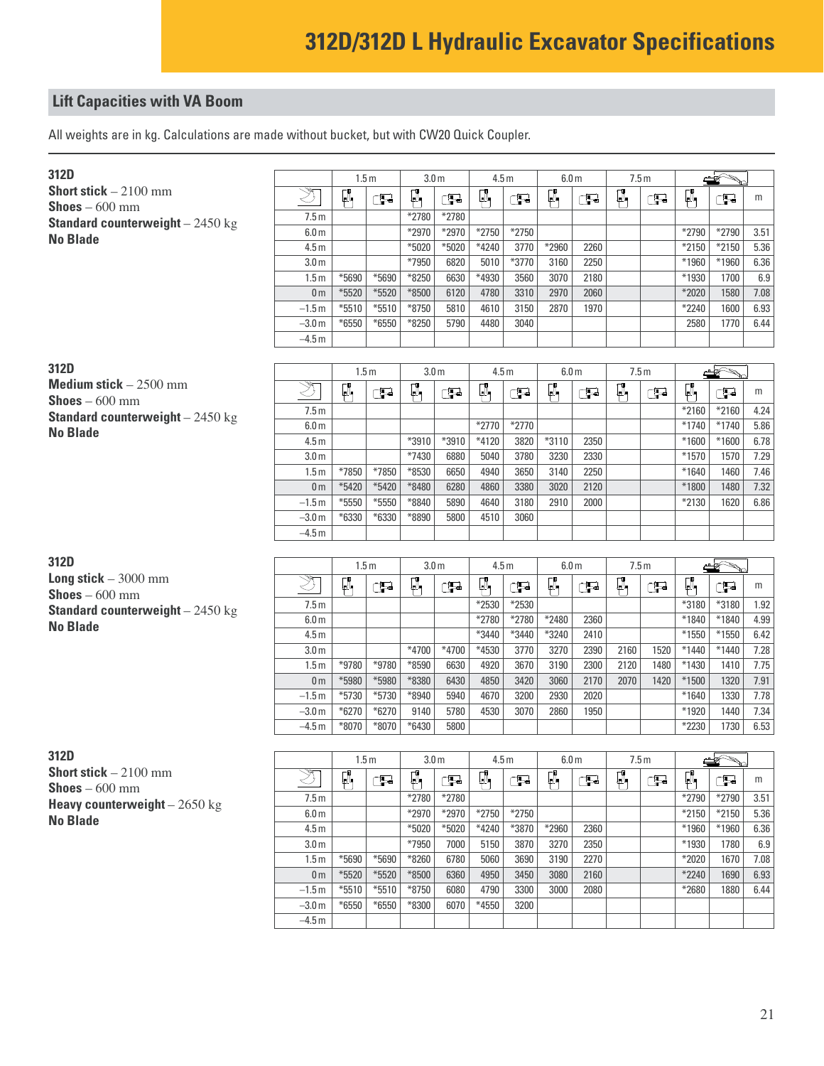# 312D/312D L Hydraulic Excavator Specifications

## Lift Capacities with VA Boom

All weights are in kg. Calculations are made without bucket, but with CW20 Quick Coupler.

**312D**
**Short stick** – 2100 mm
**Shoes** – 600 mm
**Standard counterweight** – 2450 kg
**No Blade**

| | 1.5 m | | 3.0 m | | 4.5 m | | 6.0 m | | 7.5 m | | Max | | |
|---|---|---|---|---|---|---|---|---|---|---|---|---|---|
| | Front | Side | Front | Side | Front | Side | Front | Side | Front | Side | Front | Side | m |
| 7.5 m | | | *2780 | *2780 | | | | | | | | | |
| 6.0 m | | | *2970 | *2970 | *2750 | *2750 | | | | | *2790 | *2790 | 3.51 |
| 4.5 m | | | *5020 | *5020 | *4240 | 3770 | *2960 | 2260 | | | *2150 | *2150 | 5.36 |
| 3.0 m | | | *7950 | 6820 | 5010 | *3770 | 3160 | 2250 | | | *1960 | *1960 | 6.36 |
| 1.5 m | *5690 | *5690 | *8250 | 6630 | *4930 | 3560 | 3070 | 2180 | | | *1930 | 1700 | 6.9 |
| 0 m | *5520 | *5520 | *8500 | 6120 | 4780 | 3310 | 2970 | 2060 | | | *2020 | 1580 | 7.08 |
| –1.5 m | *5510 | *5510 | *8750 | 5810 | 4610 | 3150 | 2870 | 1970 | | | *2240 | 1600 | 6.93 |
| –3.0 m | *6550 | *6550 | *8250 | 5790 | 4480 | 3040 | | | | | 2580 | 1770 | 6.44 |
| –4.5 m | | | | | | | | | | | | | |

**312D**
**Medium stick** – 2500 mm
**Shoes** – 600 mm
**Standard counterweight** – 2450 kg
**No Blade**

| | 1.5 m | | 3.0 m | | 4.5 m | | 6.0 m | | 7.5 m | | Max | | |
|---|---|---|---|---|---|---|---|---|---|---|---|---|---|
| | Front | Side | Front | Side | Front | Side | Front | Side | Front | Side | Front | Side | m |
| 7.5 m | | | | | | | | | | | *2160 | *2160 | 4.24 |
| 6.0 m | | | | | *2770 | *2770 | | | | | *1740 | *1740 | 5.86 |
| 4.5 m | | | *3910 | *3910 | *4120 | 3820 | *3110 | 2350 | | | *1600 | *1600 | 6.78 |
| 3.0 m | | | *7430 | 6880 | 5040 | 3780 | 3230 | 2330 | | | *1570 | 1570 | 7.29 |
| 1.5 m | *7850 | *7850 | *8530 | 6650 | 4940 | 3650 | 3140 | 2250 | | | *1640 | 1460 | 7.46 |
| 0 m | *5420 | *5420 | *8480 | 6280 | 4860 | 3380 | 3020 | 2120 | | | *1800 | 1480 | 7.32 |
| –1.5 m | *5550 | *5550 | *8840 | 5890 | 4640 | 3180 | 2910 | 2000 | | | *2130 | 1620 | 6.86 |
| –3.0 m | *6330 | *6330 | *8890 | 5800 | 4510 | 3060 | | | | | | | |
| –4.5 m | | | | | | | | | | | | | |

**312D**
**Long stick** – 3000 mm
**Shoes** – 600 mm
**Standard counterweight** – 2450 kg
**No Blade**

| | 1.5 m | | 3.0 m | | 4.5 m | | 6.0 m | | 7.5 m | | Max | | |
|---|---|---|---|---|---|---|---|---|---|---|---|---|---|
| | Front | Side | Front | Side | Front | Side | Front | Side | Front | Side | Front | Side | m |
| 7.5 m | | | | | *2530 | *2530 | | | | | *3180 | *3180 | 1.92 |
| 6.0 m | | | | | *2780 | *2780 | *2480 | 2360 | | | *1840 | *1840 | 4.99 |
| 4.5 m | | | | | *3440 | *3440 | *3240 | 2410 | | | *1550 | *1550 | 6.42 |
| 3.0 m | | | *4700 | *4700 | *4530 | 3770 | 3270 | 2390 | 2160 | 1520 | *1440 | *1440 | 7.28 |
| 1.5 m | *9780 | *9780 | *8590 | 6630 | 4920 | 3670 | 3190 | 2300 | 2120 | 1480 | *1430 | 1410 | 7.75 |
| 0 m | *5980 | *5980 | *8380 | 6430 | 4850 | 3420 | 3060 | 2170 | 2070 | 1420 | *1500 | 1320 | 7.91 |
| –1.5 m | *5730 | *5730 | *8940 | 5940 | 4670 | 3200 | 2930 | 2020 | | | *1640 | 1330 | 7.78 |
| –3.0 m | *6270 | *6270 | 9140 | 5780 | 4530 | 3070 | 2860 | 1950 | | | *1920 | 1440 | 7.34 |
| –4.5 m | *8070 | *8070 | *6430 | 5800 | | | | | | | *2230 | 1730 | 6.53 |

**312D**
**Short stick** – 2100 mm
**Shoes** – 600 mm
**Heavy counterweight** – 2650 kg
**No Blade**

| | 1.5 m | | 3.0 m | | 4.5 m | | 6.0 m | | 7.5 m | | Max | | |
|---|---|---|---|---|---|---|---|---|---|---|---|---|---|
| | Front | Side | Front | Side | Front | Side | Front | Side | Front | Side | Front | Side | m |
| 7.5 m | | | *2780 | *2780 | | | | | | | *2790 | *2790 | 3.51 |
| 6.0 m | | | *2970 | *2970 | *2750 | *2750 | | | | | *2150 | *2150 | 5.36 |
| 4.5 m | | | *5020 | *5020 | *4240 | *3870 | *2960 | 2360 | | | *1960 | *1960 | 6.36 |
| 3.0 m | | | *7950 | 7000 | 5150 | 3870 | 3270 | 2350 | | | *1930 | 1780 | 6.9 |
| 1.5 m | *5690 | *5690 | *8260 | 6780 | 5060 | 3690 | 3190 | 2270 | | | *2020 | 1670 | 7.08 |
| 0 m | *5520 | *5520 | *8500 | 6360 | 4950 | 3450 | 3080 | 2160 | | | *2240 | 1690 | 6.93 |
| –1.5 m | *5510 | *5510 | *8750 | 6080 | 4790 | 3300 | 3000 | 2080 | | | *2680 | 1880 | 6.44 |
| –3.0 m | *6550 | *6550 | *8300 | 6070 | *4550 | 3200 | | | | | | | |
| –4.5 m | | | | | | | | | | | | | |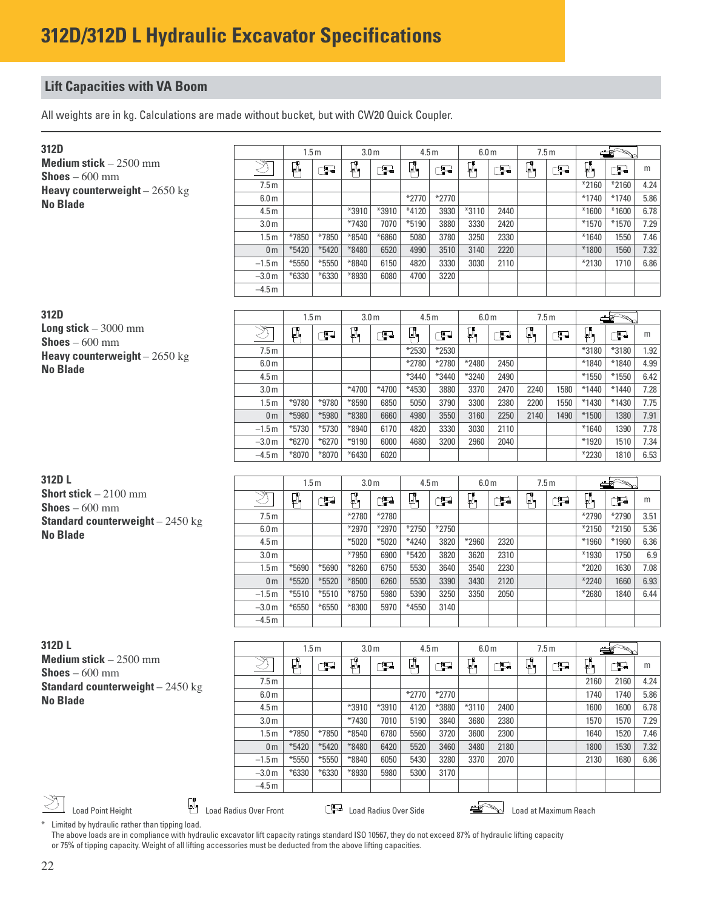# 312D/312D L Hydraulic Excavator Specifications

## Lift Capacities with VA Boom

All weights are in kg. Calculations are made without bucket, but with CW20 Quick Coupler.

**312D**
**Medium stick** – 2500 mm
**Shoes** – 600 mm
**Heavy counterweight** – 2650 kg
**No Blade**

| Load Point Height | 1.5 m | | 3.0 m | | 4.5 m | | 6.0 m | | 7.5 m | | Load at Maximum Reach | | |
|---|---|---|---|---|---|---|---|---|---|---|---|---|---|
| | Front | Side | Front | Side | Front | Side | Front | Side | Front | Side | Front | Side | m |
| 7.5 m | | | | | | | | | | | *2160 | *2160 | 4.24 |
| 6.0 m | | | | | *2770 | *2770 | | | | | *1740 | *1740 | 5.86 |
| 4.5 m | | | *3910 | *3910 | *4120 | 3930 | *3110 | 2440 | | | *1600 | *1600 | 6.78 |
| 3.0 m | | | *7430 | 7070 | *5190 | 3880 | 3330 | 2420 | | | *1570 | *1570 | 7.29 |
| 1.5 m | *7850 | *7850 | *8540 | *6860 | 5080 | 3780 | 3250 | 2330 | | | *1640 | 1550 | 7.46 |
| 0 m | *5420 | *5420 | *8480 | 6520 | 4990 | 3510 | 3140 | 2220 | | | *1800 | 1560 | 7.32 |
| –1.5 m | *5550 | *5550 | *8840 | 6150 | 4820 | 3330 | 3030 | 2110 | | | *2130 | 1710 | 6.86 |
| –3.0 m | *6330 | *6330 | *8930 | 6080 | 4700 | 3220 | | | | | | | |
| –4.5 m | | | | | | | | | | | | | |

**312D**
**Long stick** – 3000 mm
**Shoes** – 600 mm
**Heavy counterweight** – 2650 kg
**No Blade**

| Load Point Height | 1.5 m | | 3.0 m | | 4.5 m | | 6.0 m | | 7.5 m | | Load at Maximum Reach | | |
|---|---|---|---|---|---|---|---|---|---|---|---|---|---|
| | Front | Side | Front | Side | Front | Side | Front | Side | Front | Side | Front | Side | m |
| 7.5 m | | | | | *2530 | *2530 | | | | | *3180 | *3180 | 1.92 |
| 6.0 m | | | | | *2780 | *2780 | *2480 | 2450 | | | *1840 | *1840 | 4.99 |
| 4.5 m | | | | | *3440 | *3440 | *3240 | 2490 | | | *1550 | *1550 | 6.42 |
| 3.0 m | | | *4700 | *4700 | *4530 | 3880 | 3370 | 2470 | 2240 | 1580 | *1440 | *1440 | 7.28 |
| 1.5 m | *9780 | *9780 | *8590 | 6850 | 5050 | 3790 | 3300 | 2380 | 2200 | 1550 | *1430 | *1430 | 7.75 |
| 0 m | *5980 | *5980 | *8380 | 6660 | 4980 | 3550 | 3160 | 2250 | 2140 | 1490 | *1500 | 1380 | 7.91 |
| –1.5 m | *5730 | *5730 | *8940 | 6170 | 4820 | 3330 | 3030 | 2110 | | | *1640 | 1390 | 7.78 |
| –3.0 m | *6270 | *6270 | *9190 | 6000 | 4680 | 3200 | 2960 | 2040 | | | *1920 | 1510 | 7.34 |
| –4.5 m | *8070 | *8070 | *6430 | 6020 | | | | | | | *2230 | 1810 | 6.53 |

**312D L**
**Short stick** – 2100 mm
**Shoes** – 600 mm
**Standard counterweight** – 2450 kg
**No Blade**

| Load Point Height | 1.5 m | | 3.0 m | | 4.5 m | | 6.0 m | | 7.5 m | | Load at Maximum Reach | | |
|---|---|---|---|---|---|---|---|---|---|---|---|---|---|
| | Front | Side | Front | Side | Front | Side | Front | Side | Front | Side | Front | Side | m |
| 7.5 m | | | *2780 | *2780 | | | | | | | *2790 | *2790 | 3.51 |
| 6.0 m | | | *2970 | *2970 | *2750 | *2750 | | | | | *2150 | *2150 | 5.36 |
| 4.5 m | | | *5020 | *5020 | *4240 | 3820 | *2960 | 2320 | | | *1960 | *1960 | 6.36 |
| 3.0 m | | | *7950 | 6900 | *5420 | 3820 | 3620 | 2310 | | | *1930 | 1750 | 6.9 |
| 1.5 m | *5690 | *5690 | *8260 | 6750 | 5530 | 3640 | 3540 | 2230 | | | *2020 | 1630 | 7.08 |
| 0 m | *5520 | *5520 | *8500 | 6260 | 5530 | 3390 | 3430 | 2120 | | | *2240 | 1660 | 6.93 |
| –1.5 m | *5510 | *5510 | *8750 | 5980 | 5390 | 3250 | 3350 | 2050 | | | *2680 | 1840 | 6.44 |
| –3.0 m | *6550 | *6550 | *8300 | 5970 | *4550 | 3140 | | | | | | | |
| –4.5 m | | | | | | | | | | | | | |

**312D L**
**Medium stick** – 2500 mm
**Shoes** – 600 mm
**Standard counterweight** – 2450 kg
**No Blade**

| Load Point Height | 1.5 m | | 3.0 m | | 4.5 m | | 6.0 m | | 7.5 m | | Load at Maximum Reach | | |
|---|---|---|---|---|---|---|---|---|---|---|---|---|---|
| | Front | Side | Front | Side | Front | Side | Front | Side | Front | Side | Front | Side | m |
| 7.5 m | | | | | | | | | | | 2160 | 2160 | 4.24 |
| 6.0 m | | | | | *2770 | *2770 | | | | | 1740 | 1740 | 5.86 |
| 4.5 m | | | *3910 | *3910 | 4120 | *3880 | *3110 | 2400 | | | 1600 | 1600 | 6.78 |
| 3.0 m | | | *7430 | 7010 | 5190 | 3840 | 3680 | 2380 | | | 1570 | 1570 | 7.29 |
| 1.5 m | *7850 | *7850 | *8540 | 6780 | 5560 | 3720 | 3600 | 2300 | | | 1640 | 1520 | 7.46 |
| 0 m | *5420 | *5420 | *8480 | 6420 | 5520 | 3460 | 3480 | 2180 | | | 1800 | 1530 | 7.32 |
| –1.5 m | *5550 | *5550 | *8840 | 6050 | 5430 | 3280 | 3370 | 2070 | | | 2130 | 1680 | 6.86 |
| –3.0 m | *6330 | *6330 | *8930 | 5980 | 5300 | 3170 | | | | | | | |
| –4.5 m | | | | | | | | | | | | | |

Load Point Height — Load Radius Over Front — Load Radius Over Side — Load at Maximum Reach

\* Limited by hydraulic rather than tipping load.
The above loads are in compliance with hydraulic excavator lift capacity ratings standard ISO 10567, they do not exceed 87% of hydraulic lifting capacity or 75% of tipping capacity. Weight of all lifting accessories must be deducted from the above lifting capacities.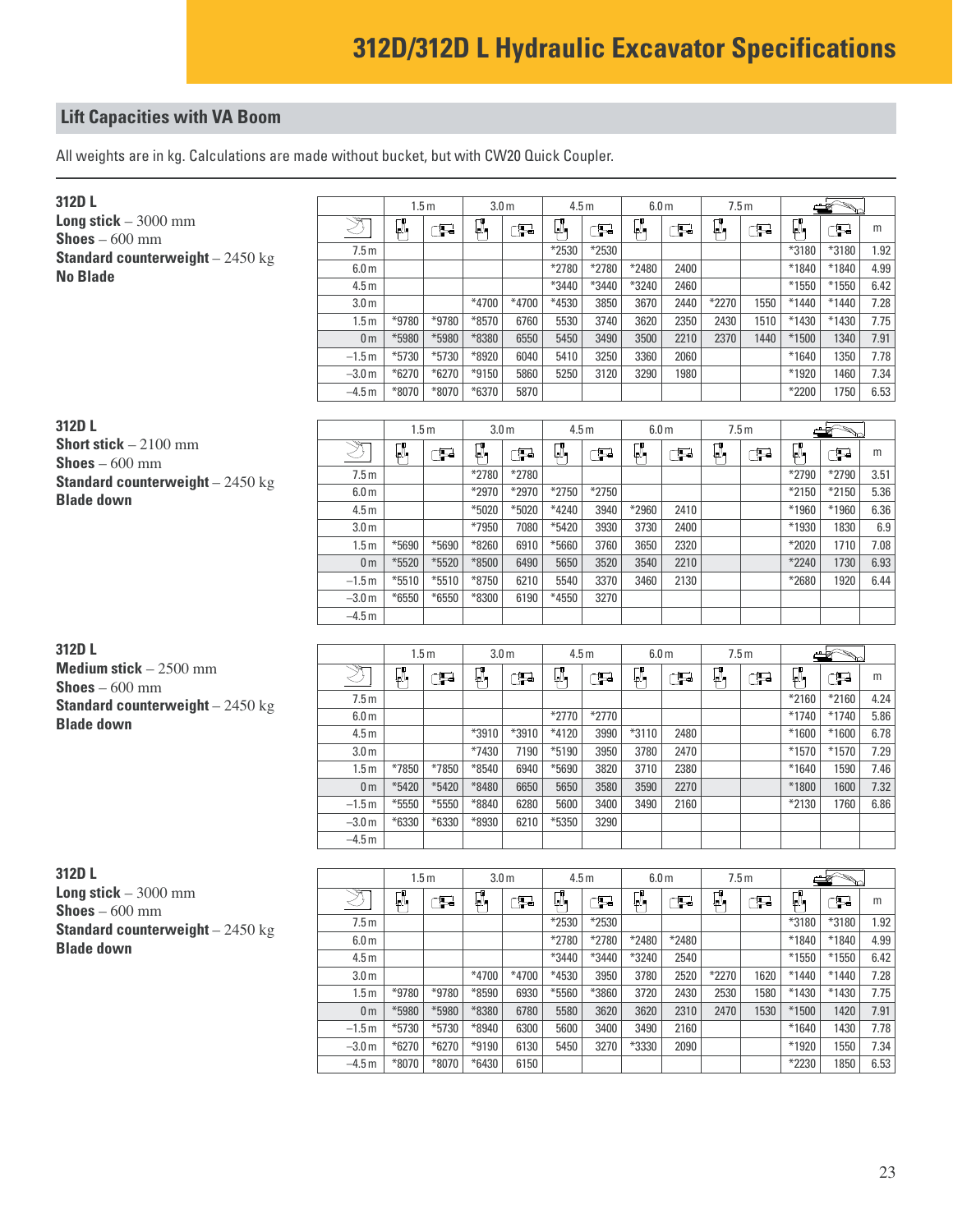## Lift Capacities with VA Boom

All weights are in kg. Calculations are made without bucket, but with CW20 Quick Coupler.

**312D L**
**Long stick** – 3000 mm
**Shoes** – 600 mm
**Standard counterweight** – 2450 kg
**No Blade**

| | 1.5 m | | 3.0 m | | 4.5 m | | 6.0 m | | 7.5 m | | Max reach | | |
|---|---|---|---|---|---|---|---|---|---|---|---|---|---|
| | Front | Side | Front | Side | Front | Side | Front | Side | Front | Side | Front | Side | m |
| 7.5 m | | | | | *2530 | *2530 | | | | | *3180 | *3180 | 1.92 |
| 6.0 m | | | | | *2780 | *2780 | *2480 | 2400 | | | *1840 | *1840 | 4.99 |
| 4.5 m | | | | | *3440 | *3440 | *3240 | 2460 | | | *1550 | *1550 | 6.42 |
| 3.0 m | | | *4700 | *4700 | *4530 | 3850 | 3670 | 2440 | *2270 | 1550 | *1440 | *1440 | 7.28 |
| 1.5 m | *9780 | *9780 | *8570 | 6760 | 5530 | 3740 | 3620 | 2350 | 2430 | 1510 | *1430 | *1430 | 7.75 |
| 0 m | *5980 | *5980 | *8380 | 6550 | 5450 | 3490 | 3500 | 2210 | 2370 | 1440 | *1500 | 1340 | 7.91 |
| –1.5 m | *5730 | *5730 | *8920 | 6040 | 5410 | 3250 | 3360 | 2060 | | | *1640 | 1350 | 7.78 |
| –3.0 m | *6270 | *6270 | *9150 | 5860 | 5250 | 3120 | 3290 | 1980 | | | *1920 | 1460 | 7.34 |
| –4.5 m | *8070 | *8070 | *6370 | 5870 | | | | | | | *2200 | 1750 | 6.53 |

**312D L**
**Short stick** – 2100 mm
**Shoes** – 600 mm
**Standard counterweight** – 2450 kg
**Blade down**

| | 1.5 m | | 3.0 m | | 4.5 m | | 6.0 m | | 7.5 m | | Max reach | | |
|---|---|---|---|---|---|---|---|---|---|---|---|---|---|
| | Front | Side | Front | Side | Front | Side | Front | Side | Front | Side | Front | Side | m |
| 7.5 m | | | *2780 | *2780 | | | | | | | *2790 | *2790 | 3.51 |
| 6.0 m | | | *2970 | *2970 | *2750 | *2750 | | | | | *2150 | *2150 | 5.36 |
| 4.5 m | | | *5020 | *5020 | *4240 | 3940 | *2960 | 2410 | | | *1960 | *1960 | 6.36 |
| 3.0 m | | | *7950 | 7080 | *5420 | 3930 | 3730 | 2400 | | | *1930 | 1830 | 6.9 |
| 1.5 m | *5690 | *5690 | *8260 | 6910 | *5660 | 3760 | 3650 | 2320 | | | *2020 | 1710 | 7.08 |
| 0 m | *5520 | *5520 | *8500 | 6490 | 5650 | 3520 | 3540 | 2210 | | | *2240 | 1730 | 6.93 |
| –1.5 m | *5510 | *5510 | *8750 | 6210 | 5540 | 3370 | 3460 | 2130 | | | *2680 | 1920 | 6.44 |
| –3.0 m | *6550 | *6550 | *8300 | 6190 | *4550 | 3270 | | | | | | | |
| –4.5 m | | | | | | | | | | | | | |

**312D L**
**Medium stick** – 2500 mm
**Shoes** – 600 mm
**Standard counterweight** – 2450 kg
**Blade down**

| | 1.5 m | | 3.0 m | | 4.5 m | | 6.0 m | | 7.5 m | | Max reach | | |
|---|---|---|---|---|---|---|---|---|---|---|---|---|---|
| | Front | Side | Front | Side | Front | Side | Front | Side | Front | Side | Front | Side | m |
| 7.5 m | | | | | | | | | | | *2160 | *2160 | 4.24 |
| 6.0 m | | | | | *2770 | *2770 | | | | | *1740 | *1740 | 5.86 |
| 4.5 m | | | *3910 | *3910 | *4120 | 3990 | *3110 | 2480 | | | *1600 | *1600 | 6.78 |
| 3.0 m | | | *7430 | 7190 | *5190 | 3950 | 3780 | 2470 | | | *1570 | *1570 | 7.29 |
| 1.5 m | *7850 | *7850 | *8540 | 6940 | *5690 | 3820 | 3710 | 2380 | | | *1640 | 1590 | 7.46 |
| 0 m | *5420 | *5420 | *8480 | 6650 | 5650 | 3580 | 3590 | 2270 | | | *1800 | 1600 | 7.32 |
| –1.5 m | *5550 | *5550 | *8840 | 6280 | 5600 | 3400 | 3490 | 2160 | | | *2130 | 1760 | 6.86 |
| –3.0 m | *6330 | *6330 | *8930 | 6210 | *5350 | 3290 | | | | | | | |
| –4.5 m | | | | | | | | | | | | | |

**312D L**
**Long stick** – 3000 mm
**Shoes** – 600 mm
**Standard counterweight** – 2450 kg
**Blade down**

| | 1.5 m | | 3.0 m | | 4.5 m | | 6.0 m | | 7.5 m | | Max reach | | |
|---|---|---|---|---|---|---|---|---|---|---|---|---|---|
| | Front | Side | Front | Side | Front | Side | Front | Side | Front | Side | Front | Side | m |
| 7.5 m | | | | | *2530 | *2530 | | | | | *3180 | *3180 | 1.92 |
| 6.0 m | | | | | *2780 | *2780 | *2480 | *2480 | | | *1840 | *1840 | 4.99 |
| 4.5 m | | | | | *3440 | *3440 | *3240 | 2540 | | | *1550 | *1550 | 6.42 |
| 3.0 m | | | *4700 | *4700 | *4530 | 3950 | 3780 | 2520 | *2270 | 1620 | *1440 | *1440 | 7.28 |
| 1.5 m | *9780 | *9780 | *8590 | 6930 | *5560 | *3860 | 3720 | 2430 | 2530 | 1580 | *1430 | *1430 | 7.75 |
| 0 m | *5980 | *5980 | *8380 | 6780 | 5580 | 3620 | 3620 | 2310 | 2470 | 1530 | *1500 | 1420 | 7.91 |
| –1.5 m | *5730 | *5730 | *8940 | 6300 | 5600 | 3400 | 3490 | 2160 | | | *1640 | 1430 | 7.78 |
| –3.0 m | *6270 | *6270 | *9190 | 6130 | 5450 | 3270 | *3330 | 2090 | | | *1920 | 1550 | 7.34 |
| –4.5 m | *8070 | *8070 | *6430 | 6150 | | | | | | | *2230 | 1850 | 6.53 |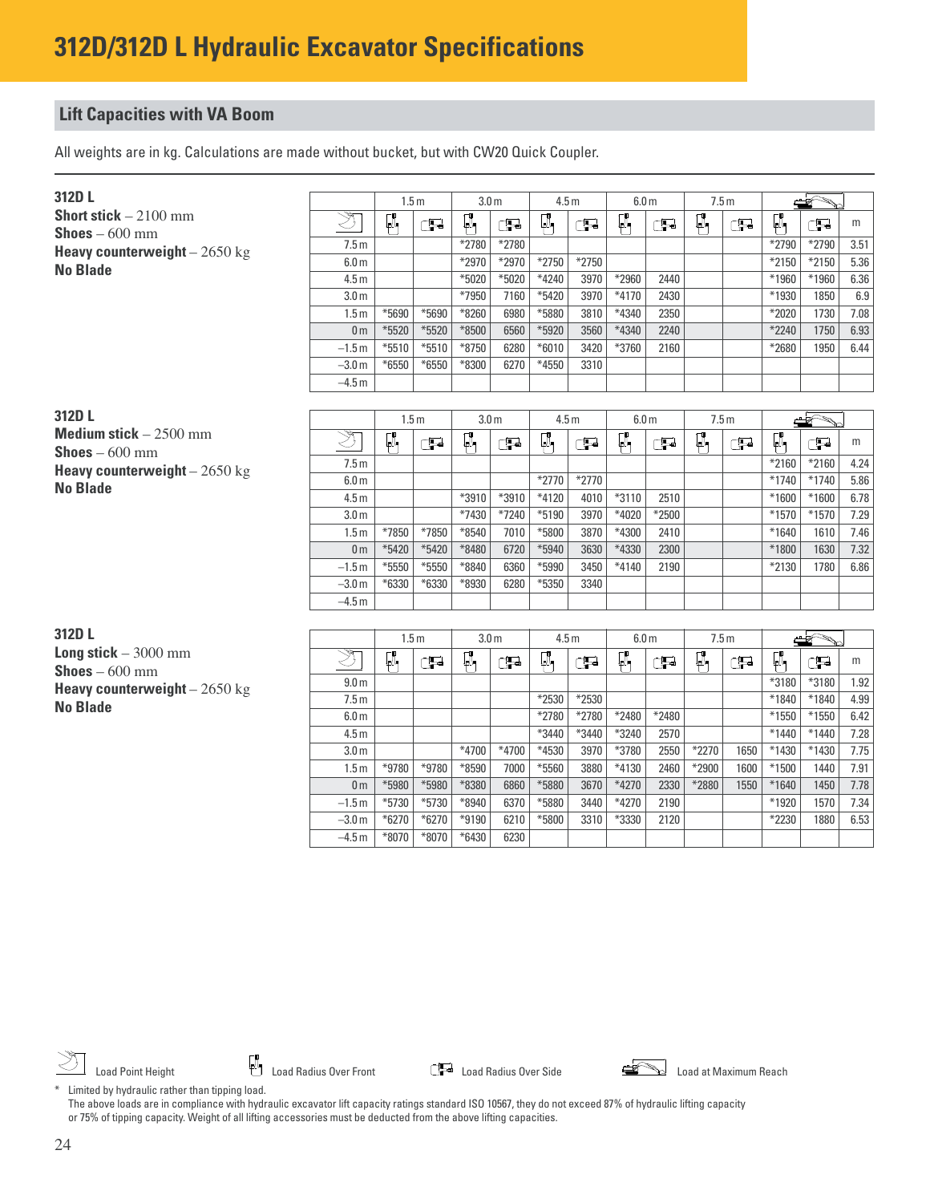# 312D/312D L Hydraulic Excavator Specifications

## Lift Capacities with VA Boom

All weights are in kg. Calculations are made without bucket, but with CW20 Quick Coupler.

**312D L**
**Short stick** – 2100 mm
**Shoes** – 600 mm
**Heavy counterweight** – 2650 kg
**No Blade**

| | 1.5 m | | 3.0 m | | 4.5 m | | 6.0 m | | 7.5 m | | Load at Maximum Reach | | |
|---|---|---|---|---|---|---|---|---|---|---|---|---|---|
| Load Point Height | Front | Side | Front | Side | Front | Side | Front | Side | Front | Side | Front | Side | m |
| 7.5 m | | | *2780 | *2780 | | | | | | | *2790 | *2790 | 3.51 |
| 6.0 m | | | *2970 | *2970 | *2750 | *2750 | | | | | *2150 | *2150 | 5.36 |
| 4.5 m | | | *5020 | *5020 | *4240 | 3970 | *2960 | 2440 | | | *1960 | *1960 | 6.36 |
| 3.0 m | | | *7950 | 7160 | *5420 | 3970 | *4170 | 2430 | | | *1930 | 1850 | 6.9 |
| 1.5 m | *5690 | *5690 | *8260 | 6980 | *5880 | 3810 | *4340 | 2350 | | | *2020 | 1730 | 7.08 |
| 0 m | *5520 | *5520 | *8500 | 6560 | *5920 | 3560 | *4340 | 2240 | | | *2240 | 1750 | 6.93 |
| –1.5 m | *5510 | *5510 | *8750 | 6280 | *6010 | 3420 | *3760 | 2160 | | | *2680 | 1950 | 6.44 |
| –3.0 m | *6550 | *6550 | *8300 | 6270 | *4550 | 3310 | | | | | | | |
| –4.5 m | | | | | | | | | | | | | |

**312D L**
**Medium stick** – 2500 mm
**Shoes** – 600 mm
**Heavy counterweight** – 2650 kg
**No Blade**

| | 1.5 m | | 3.0 m | | 4.5 m | | 6.0 m | | 7.5 m | | Load at Maximum Reach | | |
|---|---|---|---|---|---|---|---|---|---|---|---|---|---|
| Load Point Height | Front | Side | Front | Side | Front | Side | Front | Side | Front | Side | Front | Side | m |
| 7.5 m | | | | | | | | | | | *2160 | *2160 | 4.24 |
| 6.0 m | | | | | *2770 | *2770 | | | | | *1740 | *1740 | 5.86 |
| 4.5 m | | | *3910 | *3910 | *4120 | 4010 | *3110 | 2510 | | | *1600 | *1600 | 6.78 |
| 3.0 m | | | *7430 | *7240 | *5190 | 3970 | *4020 | *2500 | | | *1570 | *1570 | 7.29 |
| 1.5 m | *7850 | *7850 | *8540 | 7010 | *5800 | 3870 | *4300 | 2410 | | | *1640 | 1610 | 7.46 |
| 0 m | *5420 | *5420 | *8480 | 6720 | *5940 | 3630 | *4330 | 2300 | | | *1800 | 1630 | 7.32 |
| –1.5 m | *5550 | *5550 | *8840 | 6360 | *5990 | 3450 | *4140 | 2190 | | | *2130 | 1780 | 6.86 |
| –3.0 m | *6330 | *6330 | *8930 | 6280 | *5350 | 3340 | | | | | | | |
| –4.5 m | | | | | | | | | | | | | |

**312D L**
**Long stick** – 3000 mm
**Shoes** – 600 mm
**Heavy counterweight** – 2650 kg
**No Blade**

| | 1.5 m | | 3.0 m | | 4.5 m | | 6.0 m | | 7.5 m | | Load at Maximum Reach | | |
|---|---|---|---|---|---|---|---|---|---|---|---|---|---|
| Load Point Height | Front | Side | Front | Side | Front | Side | Front | Side | Front | Side | Front | Side | m |
| 9.0 m | | | | | | | | | | | *3180 | *3180 | 1.92 |
| 7.5 m | | | | | *2530 | *2530 | | | | | *1840 | *1840 | 4.99 |
| 6.0 m | | | | | *2780 | *2780 | *2480 | *2480 | | | *1550 | *1550 | 6.42 |
| 4.5 m | | | | | *3440 | *3440 | *3240 | 2570 | | | *1440 | *1440 | 7.28 |
| 3.0 m | | | *4700 | *4700 | *4530 | 3970 | *3780 | 2550 | *2270 | 1650 | *1430 | *1430 | 7.75 |
| 1.5 m | *9780 | *9780 | *8590 | 7000 | *5560 | 3880 | *4130 | 2460 | *2900 | 1600 | *1500 | 1440 | 7.91 |
| 0 m | *5980 | *5980 | *8380 | 6860 | *5880 | 3670 | *4270 | 2330 | *2880 | 1550 | *1640 | 1450 | 7.78 |
| –1.5 m | *5730 | *5730 | *8940 | 6370 | *5880 | 3440 | *4270 | 2190 | | | *1920 | 1570 | 7.34 |
| –3.0 m | *6270 | *6270 | *9190 | 6210 | *5800 | 3310 | *3330 | 2120 | | | *2230 | 1880 | 6.53 |
| –4.5 m | *8070 | *8070 | *6430 | 6230 | | | | | | | | | |

Load Point Height    Load Radius Over Front    Load Radius Over Side    Load at Maximum Reach

\* Limited by hydraulic rather than tipping load.
The above loads are in compliance with hydraulic excavator lift capacity ratings standard ISO 10567, they do not exceed 87% of hydraulic lifting capacity or 75% of tipping capacity. Weight of all lifting accessories must be deducted from the above lifting capacities.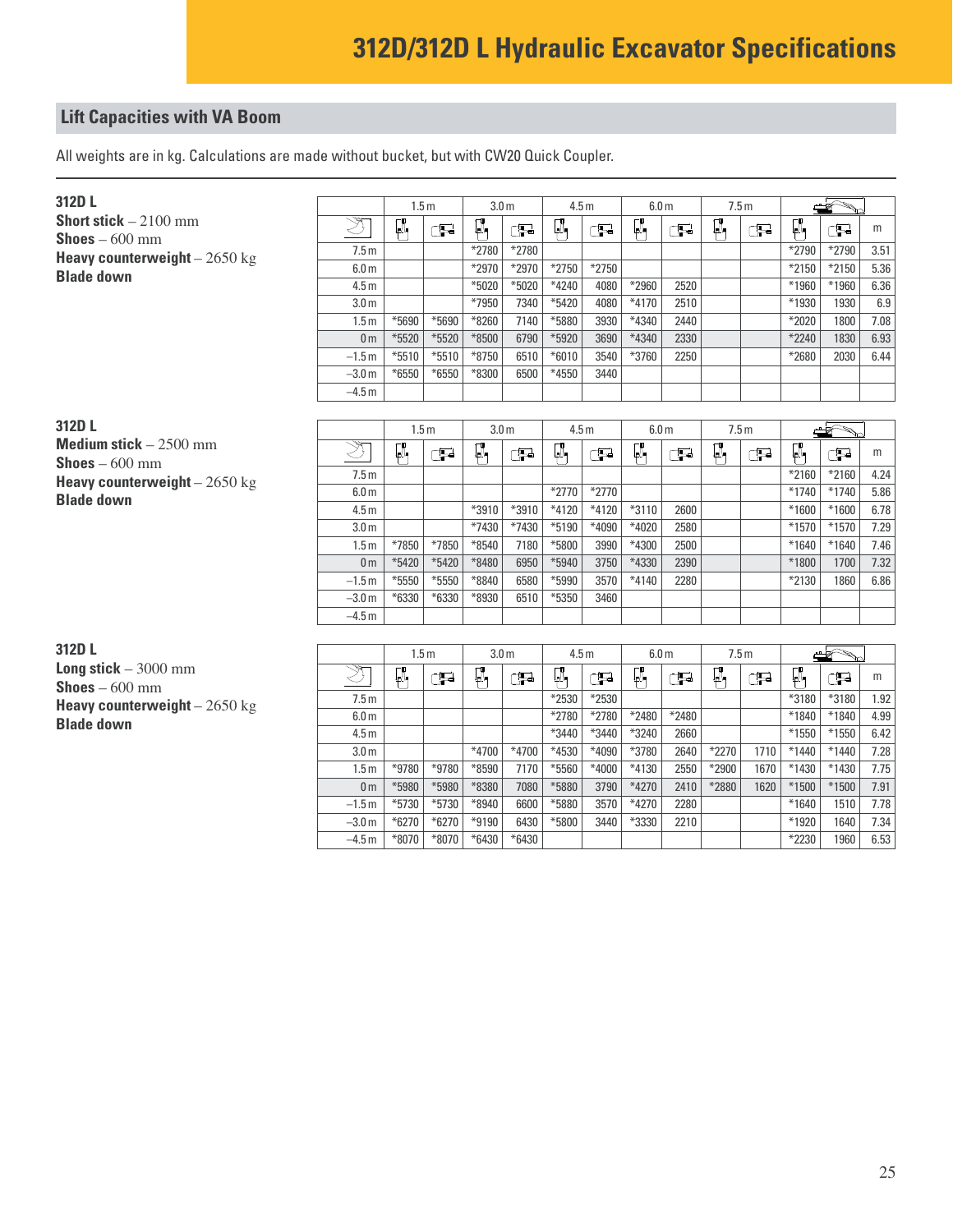# 312D/312D L Hydraulic Excavator Specifications

## Lift Capacities with VA Boom

All weights are in kg. Calculations are made without bucket, but with CW20 Quick Coupler.

**312D L**
**Short stick** – 2100 mm
**Shoes** – 600 mm
**Heavy counterweight** – 2650 kg
**Blade down**

| | 1.5 m | | 3.0 m | | 4.5 m | | 6.0 m | | 7.5 m | | | | |
|---|---|---|---|---|---|---|---|---|---|---|---|---|---|
| | Front | Side | Front | Side | Front | Side | Front | Side | Front | Side | Front | Side | m |
| 7.5 m | | | *2780 | *2780 | | | | | | | *2790 | *2790 | 3.51 |
| 6.0 m | | | *2970 | *2970 | *2750 | *2750 | | | | | *2150 | *2150 | 5.36 |
| 4.5 m | | | *5020 | *5020 | *4240 | 4080 | *2960 | 2520 | | | *1960 | *1960 | 6.36 |
| 3.0 m | | | *7950 | 7340 | *5420 | 4080 | *4170 | 2510 | | | *1930 | 1930 | 6.9 |
| 1.5 m | *5690 | *5690 | *8260 | 7140 | *5880 | 3930 | *4340 | 2440 | | | *2020 | 1800 | 7.08 |
| 0 m | *5520 | *5520 | *8500 | 6790 | *5920 | 3690 | *4340 | 2330 | | | *2240 | 1830 | 6.93 |
| –1.5 m | *5510 | *5510 | *8750 | 6510 | *6010 | 3540 | *3760 | 2250 | | | *2680 | 2030 | 6.44 |
| –3.0 m | *6550 | *6550 | *8300 | 6500 | *4550 | 3440 | | | | | | | |
| –4.5 m | | | | | | | | | | | | | |

**312D L**
**Medium stick** – 2500 mm
**Shoes** – 600 mm
**Heavy counterweight** – 2650 kg
**Blade down**

| | 1.5 m | | 3.0 m | | 4.5 m | | 6.0 m | | 7.5 m | | | | |
|---|---|---|---|---|---|---|---|---|---|---|---|---|---|
| | Front | Side | Front | Side | Front | Side | Front | Side | Front | Side | Front | Side | m |
| 7.5 m | | | | | | | | | | | *2160 | *2160 | 4.24 |
| 6.0 m | | | | | *2770 | *2770 | | | | | *1740 | *1740 | 5.86 |
| 4.5 m | | | *3910 | *3910 | *4120 | *4120 | *3110 | 2600 | | | *1600 | *1600 | 6.78 |
| 3.0 m | | | *7430 | *7430 | *5190 | *4090 | *4020 | 2580 | | | *1570 | *1570 | 7.29 |
| 1.5 m | *7850 | *7850 | *8540 | 7180 | *5800 | 3990 | *4300 | 2500 | | | *1640 | *1640 | 7.46 |
| 0 m | *5420 | *5420 | *8480 | 6950 | *5940 | 3750 | *4330 | 2390 | | | *1800 | 1700 | 7.32 |
| –1.5 m | *5550 | *5550 | *8840 | 6580 | *5990 | 3570 | *4140 | 2280 | | | *2130 | 1860 | 6.86 |
| –3.0 m | *6330 | *6330 | *8930 | 6510 | *5350 | 3460 | | | | | | | |
| –4.5 m | | | | | | | | | | | | | |

**312D L**
**Long stick** – 3000 mm
**Shoes** – 600 mm
**Heavy counterweight** – 2650 kg
**Blade down**

| | 1.5 m | | 3.0 m | | 4.5 m | | 6.0 m | | 7.5 m | | | | |
|---|---|---|---|---|---|---|---|---|---|---|---|---|---|
| | Front | Side | Front | Side | Front | Side | Front | Side | Front | Side | Front | Side | m |
| 7.5 m | | | | | *2530 | *2530 | | | | | *3180 | *3180 | 1.92 |
| 6.0 m | | | | | *2780 | *2780 | *2480 | *2480 | | | *1840 | *1840 | 4.99 |
| 4.5 m | | | | | *3440 | *3440 | *3240 | 2660 | | | *1550 | *1550 | 6.42 |
| 3.0 m | | | *4700 | *4700 | *4530 | *4090 | *3780 | 2640 | *2270 | 1710 | *1440 | *1440 | 7.28 |
| 1.5 m | *9780 | *9780 | *8590 | 7170 | *5560 | *4000 | *4130 | 2550 | *2900 | 1670 | *1430 | *1430 | 7.75 |
| 0 m | *5980 | *5980 | *8380 | 7080 | *5880 | 3790 | *4270 | 2410 | *2880 | 1620 | *1500 | *1500 | 7.91 |
| –1.5 m | *5730 | *5730 | *8940 | 6600 | *5880 | 3570 | *4270 | 2280 | | | *1640 | 1510 | 7.78 |
| –3.0 m | *6270 | *6270 | *9190 | 6430 | *5800 | 3440 | *3330 | 2210 | | | *1920 | 1640 | 7.34 |
| –4.5 m | *8070 | *8070 | *6430 | *6430 | | | | | | | *2230 | 1960 | 6.53 |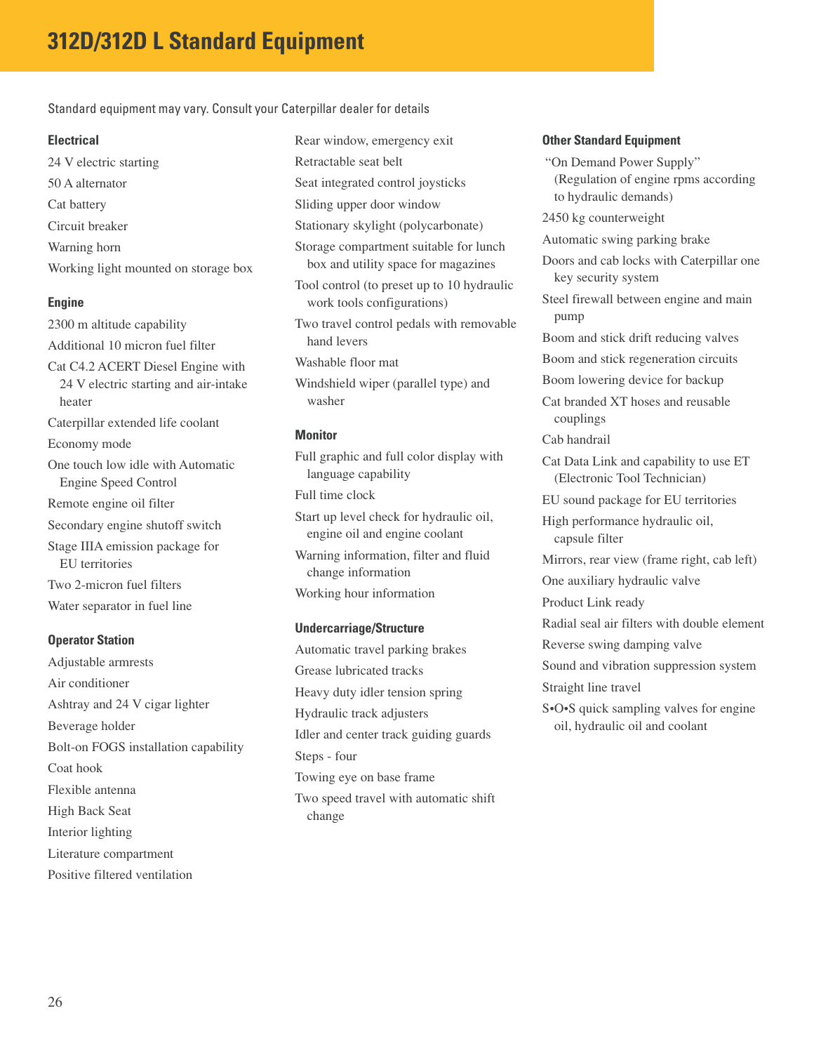# 312D/312D L Standard Equipment

Standard equipment may vary. Consult your Caterpillar dealer for details

### Electrical

- 24 V electric starting
- 50 A alternator
- Cat battery
- Circuit breaker
- Warning horn
- Working light mounted on storage box

### Engine

- 2300 m altitude capability
- Additional 10 micron fuel filter
- Cat C4.2 ACERT Diesel Engine with 24 V electric starting and air-intake heater
- Caterpillar extended life coolant
- Economy mode
- One touch low idle with Automatic Engine Speed Control
- Remote engine oil filter
- Secondary engine shutoff switch
- Stage IIIA emission package for EU territories
- Two 2-micron fuel filters
- Water separator in fuel line

### Operator Station

- Adjustable armrests
- Air conditioner
- Ashtray and 24 V cigar lighter
- Beverage holder
- Bolt-on FOGS installation capability
- Coat hook
- Flexible antenna
- High Back Seat
- Interior lighting
- Literature compartment
- Positive filtered ventilation
- Rear window, emergency exit
- Retractable seat belt
- Seat integrated control joysticks
- Sliding upper door window
- Stationary skylight (polycarbonate)
- Storage compartment suitable for lunch box and utility space for magazines
- Tool control (to preset up to 10 hydraulic work tools configurations)
- Two travel control pedals with removable hand levers
- Washable floor mat
- Windshield wiper (parallel type) and washer

### Monitor

- Full graphic and full color display with language capability
- Full time clock
- Start up level check for hydraulic oil, engine oil and engine coolant
- Warning information, filter and fluid change information
- Working hour information

### Undercarriage/Structure

- Automatic travel parking brakes
- Grease lubricated tracks
- Heavy duty idler tension spring
- Hydraulic track adjusters
- Idler and center track guiding guards
- Steps - four
- Towing eye on base frame
- Two speed travel with automatic shift change

### Other Standard Equipment

- "On Demand Power Supply" (Regulation of engine rpms according to hydraulic demands)
- 2450 kg counterweight
- Automatic swing parking brake
- Doors and cab locks with Caterpillar one key security system
- Steel firewall between engine and main pump
- Boom and stick drift reducing valves
- Boom and stick regeneration circuits
- Boom lowering device for backup
- Cat branded XT hoses and reusable couplings
- Cab handrail
- Cat Data Link and capability to use ET (Electronic Tool Technician)
- EU sound package for EU territories
- High performance hydraulic oil, capsule filter
- Mirrors, rear view (frame right, cab left)
- One auxiliary hydraulic valve
- Product Link ready
- Radial seal air filters with double element
- Reverse swing damping valve
- Sound and vibration suppression system
- Straight line travel
- S•O•S quick sampling valves for engine oil, hydraulic oil and coolant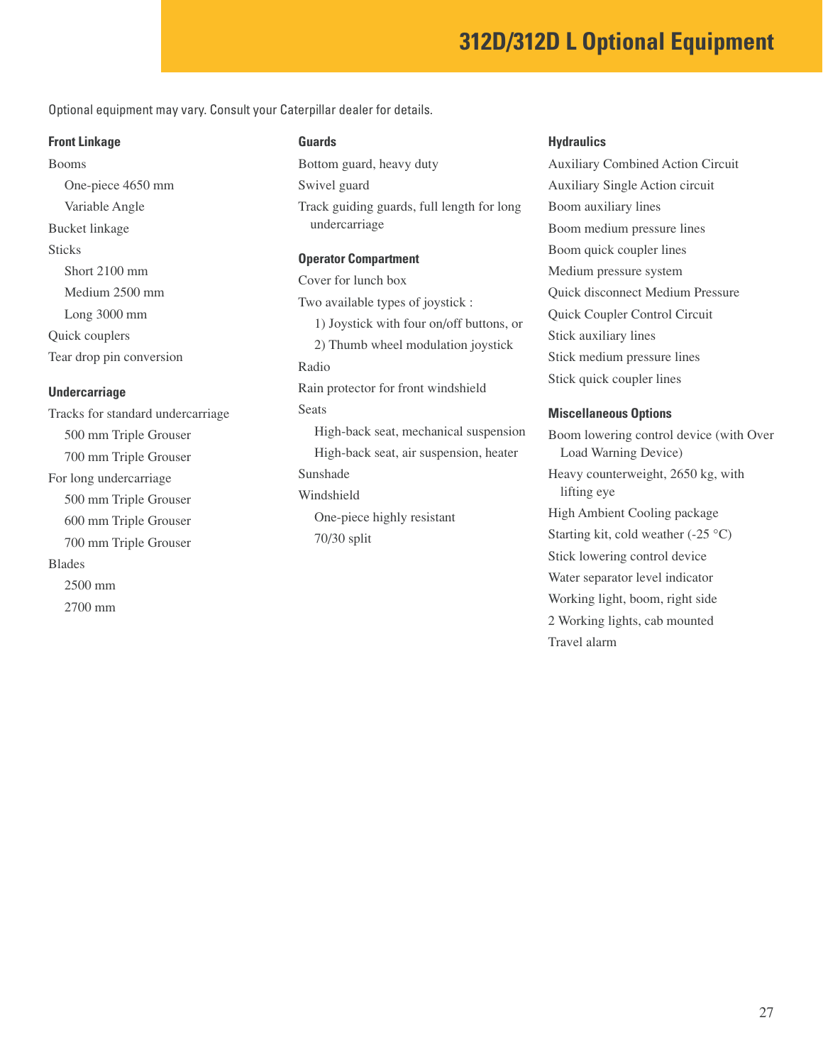# 312D/312D L Optional Equipment

Optional equipment may vary. Consult your Caterpillar dealer for details.

### Front Linkage

- Booms
  - One-piece 4650 mm
  - Variable Angle
- Bucket linkage
- Sticks
  - Short 2100 mm
  - Medium 2500 mm
  - Long 3000 mm
- Quick couplers
- Tear drop pin conversion

### Undercarriage

- Tracks for standard undercarriage
  - 500 mm Triple Grouser
  - 700 mm Triple Grouser
- For long undercarriage
  - 500 mm Triple Grouser
  - 600 mm Triple Grouser
  - 700 mm Triple Grouser
- Blades
  - 2500 mm
  - 2700 mm

### Guards

- Bottom guard, heavy duty
- Swivel guard
- Track guiding guards, full length for long undercarriage

### Operator Compartment

- Cover for lunch box
- Two available types of joystick :
  - 1) Joystick with four on/off buttons, or
  - 2) Thumb wheel modulation joystick
- Radio
- Rain protector for front windshield
- Seats
  - High-back seat, mechanical suspension
  - High-back seat, air suspension, heater
- Sunshade
- Windshield
  - One-piece highly resistant
  - 70/30 split

### Hydraulics

- Auxiliary Combined Action Circuit
- Auxiliary Single Action circuit
- Boom auxiliary lines
- Boom medium pressure lines
- Boom quick coupler lines
- Medium pressure system
- Quick disconnect Medium Pressure
- Quick Coupler Control Circuit
- Stick auxiliary lines
- Stick medium pressure lines
- Stick quick coupler lines

### Miscellaneous Options

- Boom lowering control device (with Over Load Warning Device)
- Heavy counterweight, 2650 kg, with lifting eye
- High Ambient Cooling package
- Starting kit, cold weather (-25 °C)
- Stick lowering control device
- Water separator level indicator
- Working light, boom, right side
- 2 Working lights, cab mounted
- Travel alarm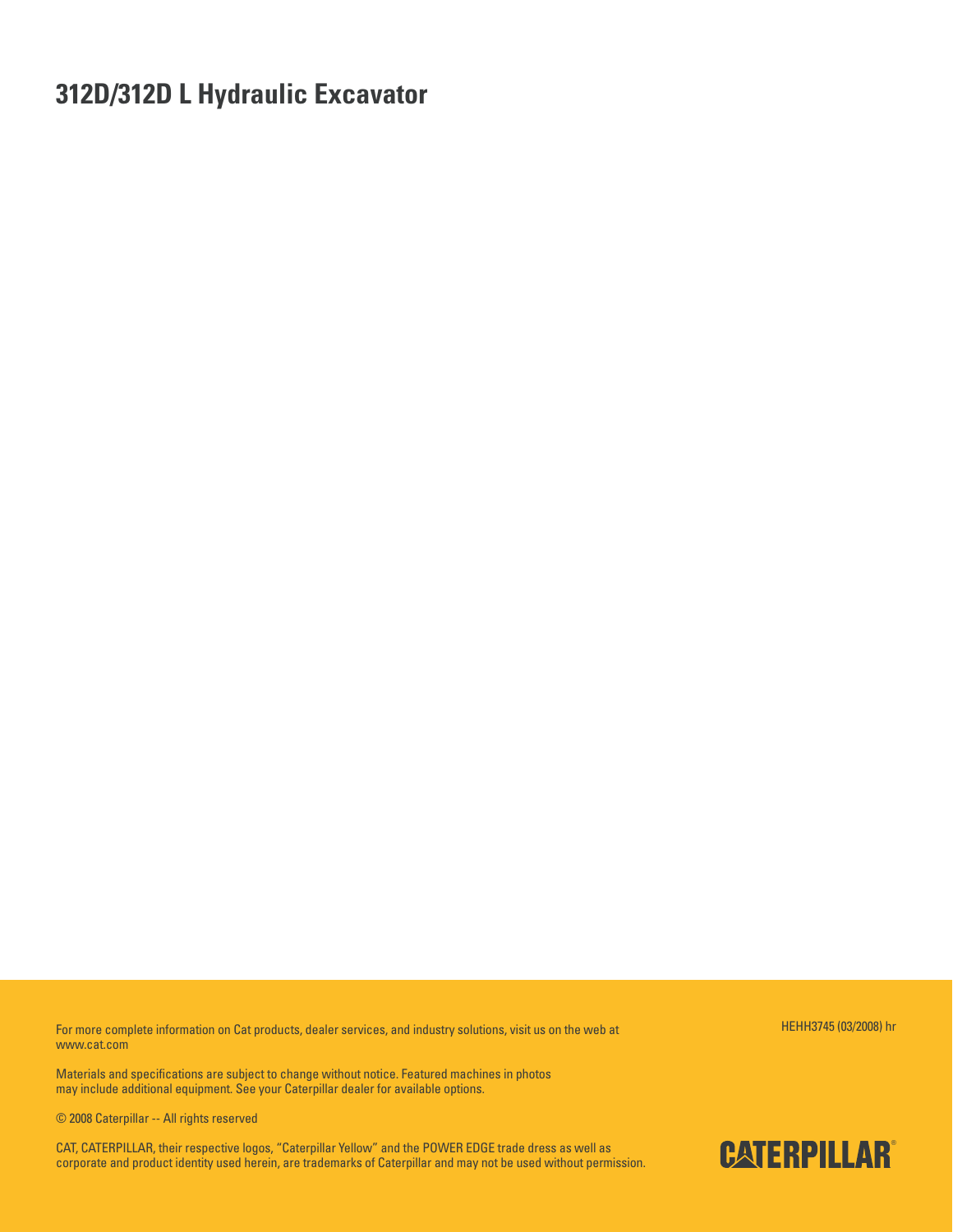# 312D/312D L Hydraulic Excavator

For more complete information on Cat products, dealer services, and industry solutions, visit us on the web at www.cat.com

Materials and specifications are subject to change without notice. Featured machines in photos may include additional equipment. See your Caterpillar dealer for available options.

© 2008 Caterpillar -- All rights reserved

CAT, CATERPILLAR, their respective logos, "Caterpillar Yellow" and the POWER EDGE trade dress as well as corporate and product identity used herein, are trademarks of Caterpillar and may not be used without permission.

HEHH3745 (03/2008) hr

CATERPILLAR®